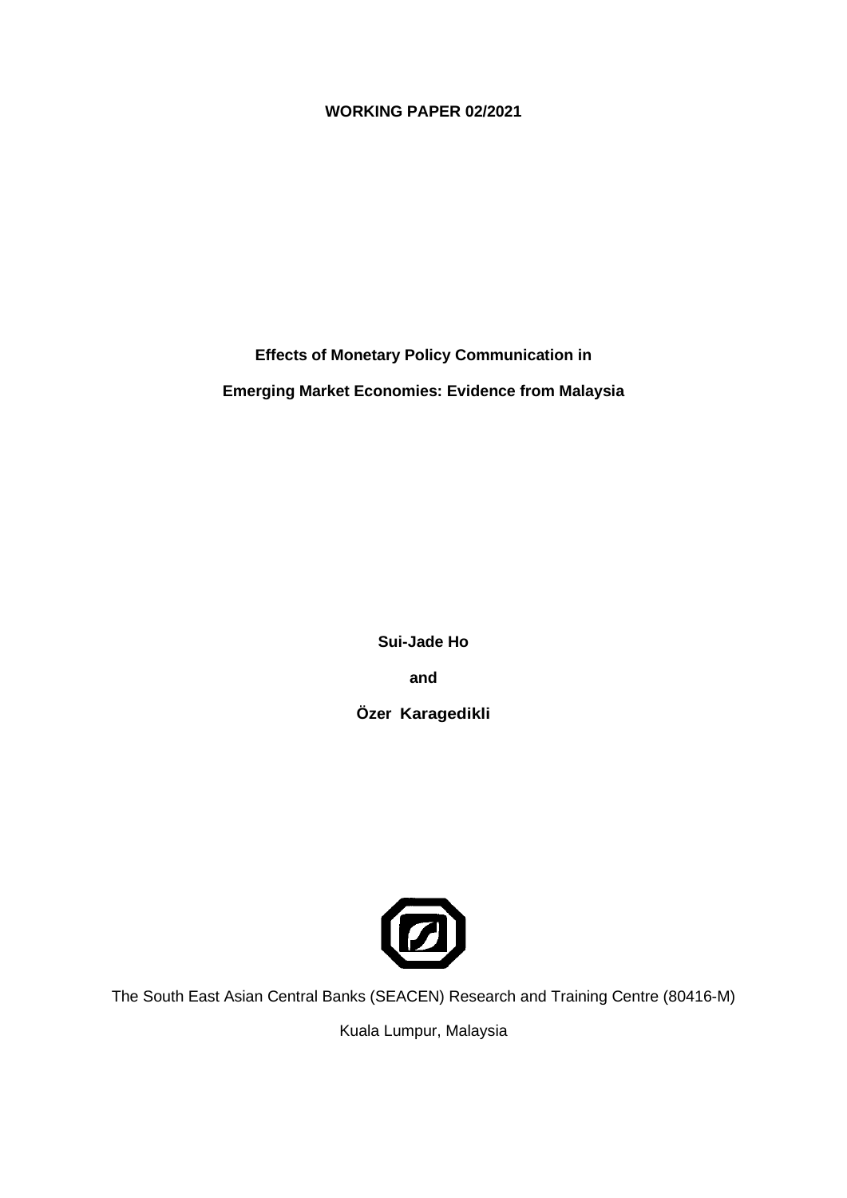**WORKING PAPER 02/2021**

# Effects of Monetary Policy Communication in Emerging Market Economies: Evidence from Malaysia

**Sui-Jade Ho**

**and**

**Özer Karagedikli**

The South East Asian Central Banks (SEACEN) Research and Training Centre (80416-M)

Kuala Lumpur, Malaysia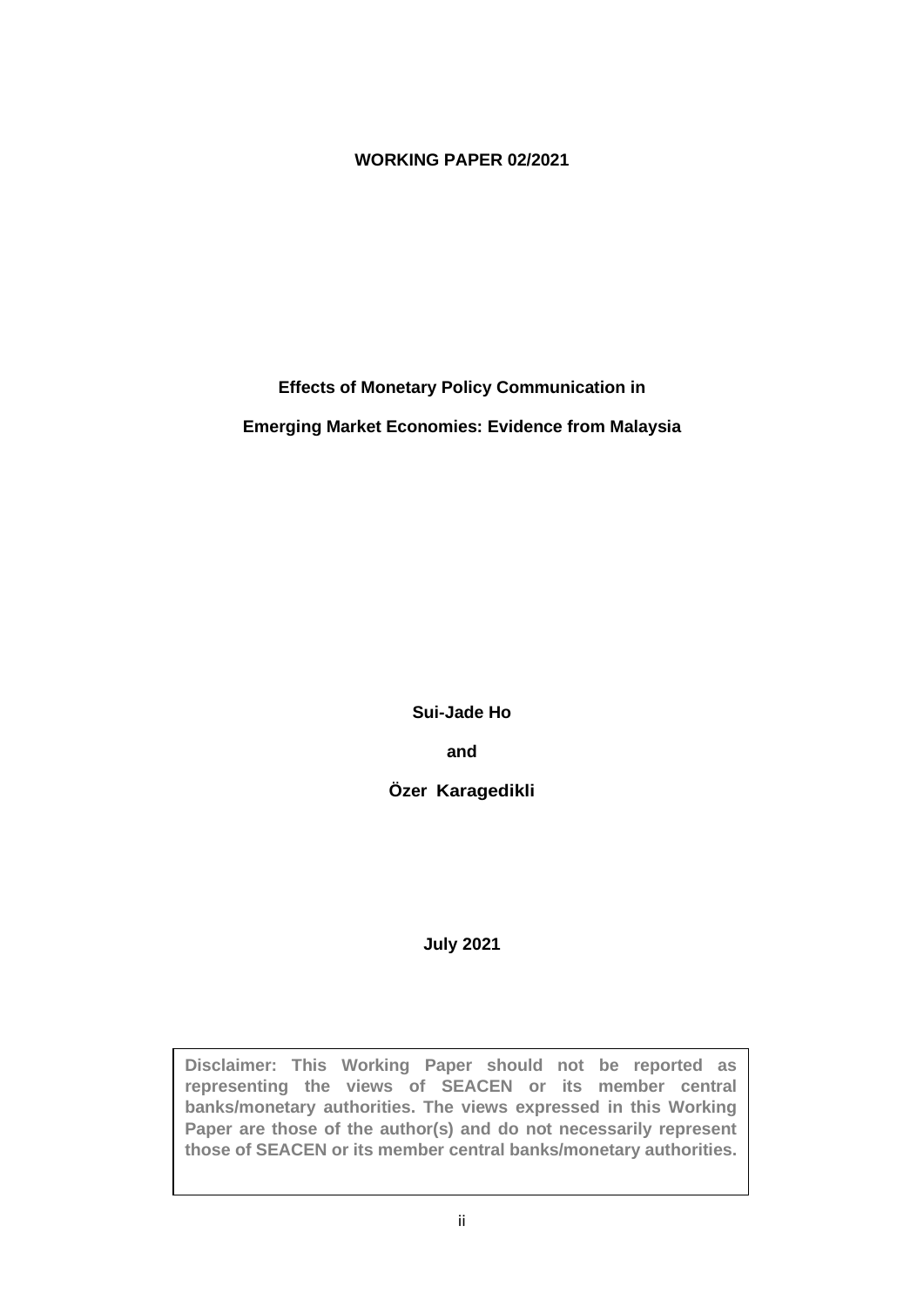**WORKING PAPER 02/2021**

# Effects of Monetary Policy Communication in Emerging Market Economies: Evidence from Malaysia

**Sui-Jade Ho**

**and**

**Özer Karagedikli**

**July 2021**

**Disclaimer: This Working Paper should not be reported as representing the views of SEACEN or its member central banks/monetary authorities. The views expressed in this Working Paper are those of the author(s) and do not necessarily represent those of SEACEN or its member central banks/monetary authorities.**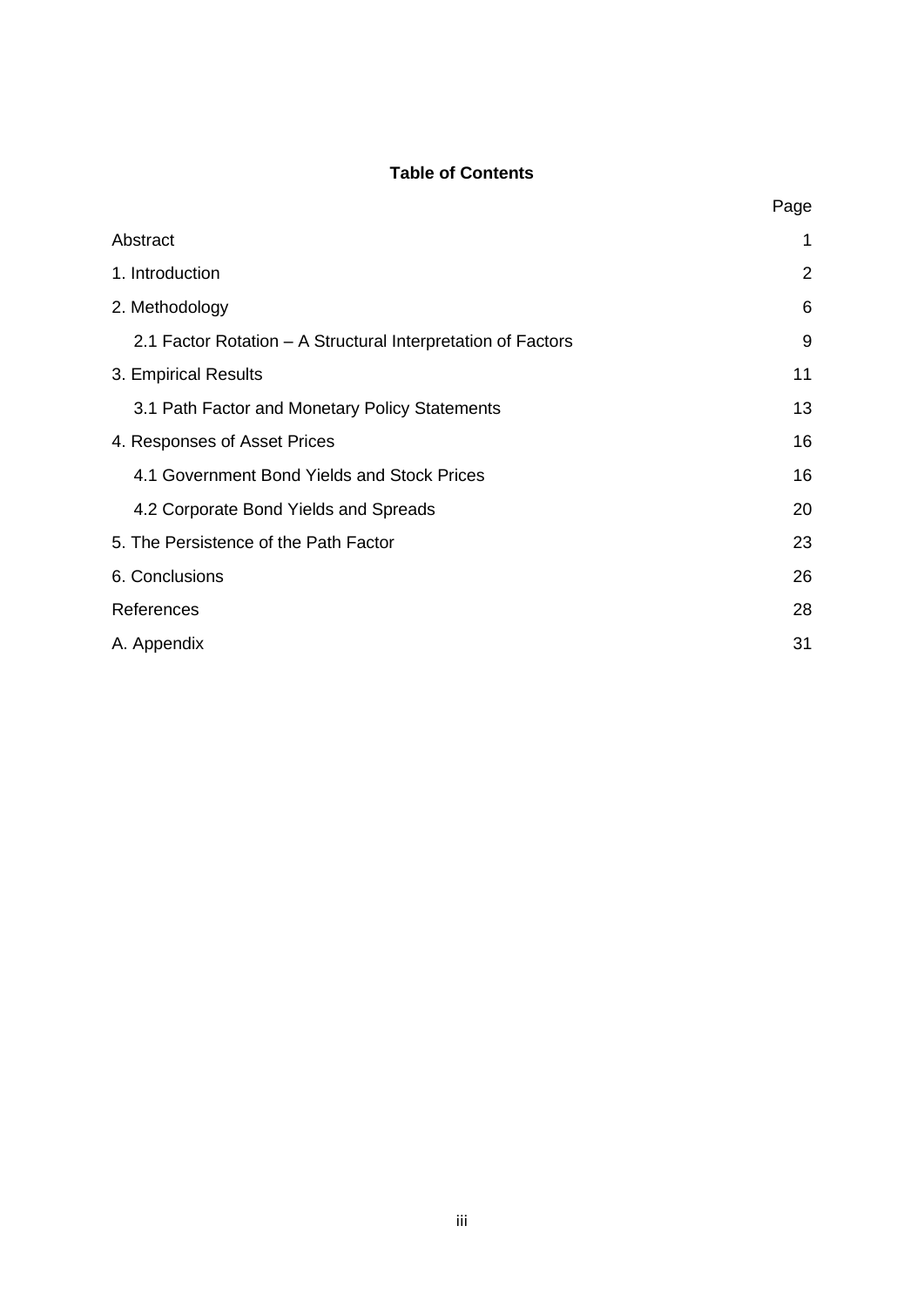## Table of Contents

| | Page |
|---|---|
| Abstract | 1 |
| 1. Introduction | 2 |
| 2. Methodology | 6 |
| 2.1 Factor Rotation – A Structural Interpretation of Factors | 9 |
| 3. Empirical Results | 11 |
| 3.1 Path Factor and Monetary Policy Statements | 13 |
| 4. Responses of Asset Prices | 16 |
| 4.1 Government Bond Yields and Stock Prices | 16 |
| 4.2 Corporate Bond Yields and Spreads | 20 |
| 5. The Persistence of the Path Factor | 23 |
| 6. Conclusions | 26 |
| References | 28 |
| A. Appendix | 31 |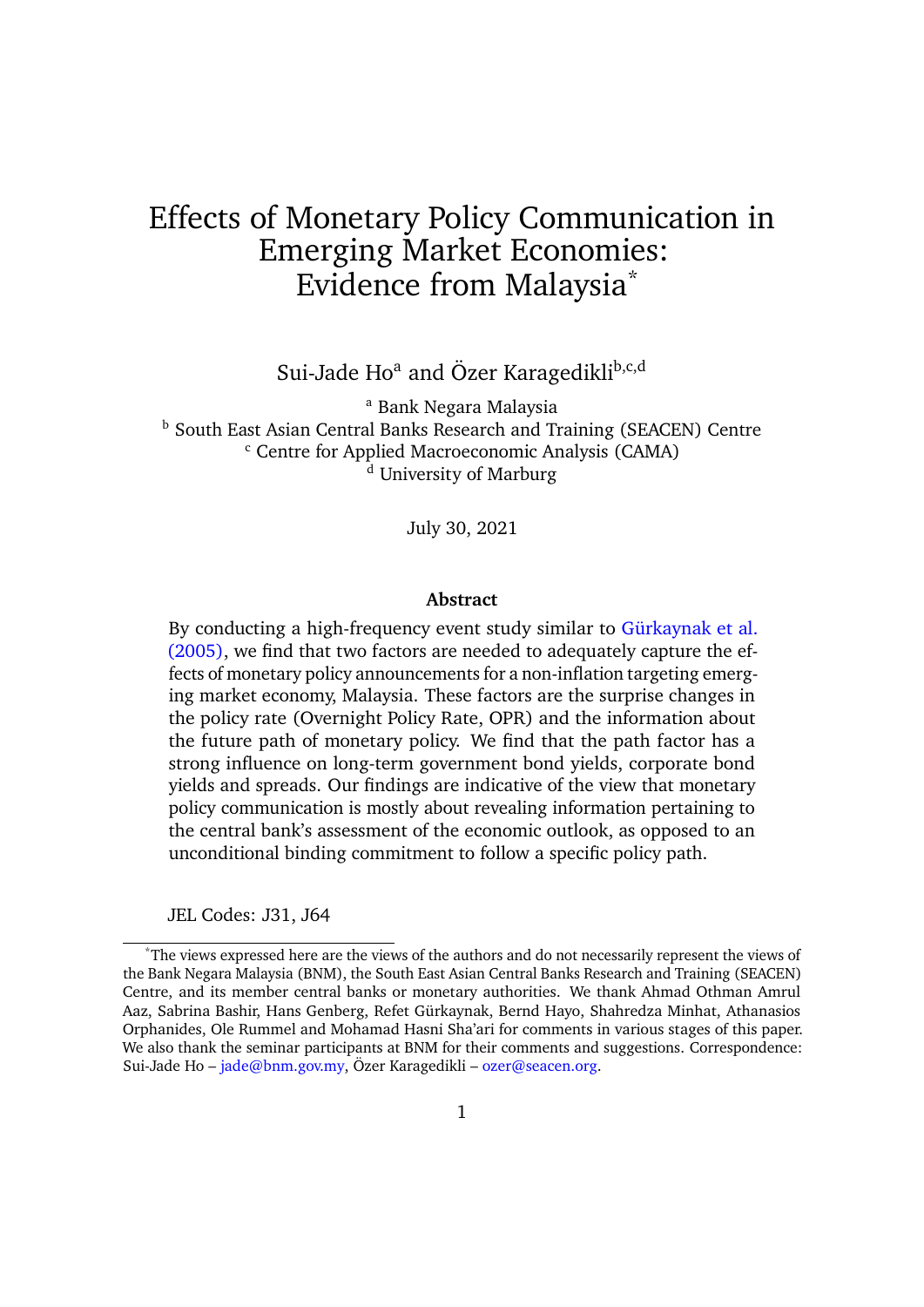# Effects of Monetary Policy Communication in Emerging Market Economies: Evidence from Malaysia*

Sui-Jade Ho[a] and Özer Karagedikli[b,c,d]

[a] Bank Negara Malaysia
[b] South East Asian Central Banks Research and Training (SEACEN) Centre
[c] Centre for Applied Macroeconomic Analysis (CAMA)
[d] University of Marburg

July 30, 2021

**Abstract**

By conducting a high-frequency event study similar to Gürkaynak et al. (2005), we find that two factors are needed to adequately capture the effects of monetary policy announcements for a non-inflation targeting emerging market economy, Malaysia. These factors are the surprise changes in the policy rate (Overnight Policy Rate, OPR) and the information about the future path of monetary policy. We find that the path factor has a strong influence on long-term government bond yields, corporate bond yields and spreads. Our findings are indicative of the view that monetary policy communication is mostly about revealing information pertaining to the central bank's assessment of the economic outlook, as opposed to an unconditional binding commitment to follow a specific policy path.

JEL Codes: J31, J64

*The views expressed here are the views of the authors and do not necessarily represent the views of the Bank Negara Malaysia (BNM), the South East Asian Central Banks Research and Training (SEACEN) Centre, and its member central banks or monetary authorities. We thank Ahmad Othman Amrul Aaz, Sabrina Bashir, Hans Genberg, Refet Gürkaynak, Bernd Hayo, Shahredza Minhat, Athanasios Orphanides, Ole Rummel and Mohamad Hasni Sha'ari for comments in various stages of this paper. We also thank the seminar participants at BNM for their comments and suggestions. Correspondence: Sui-Jade Ho – jade@bnm.gov.my, Özer Karagedikli – ozer@seacen.org.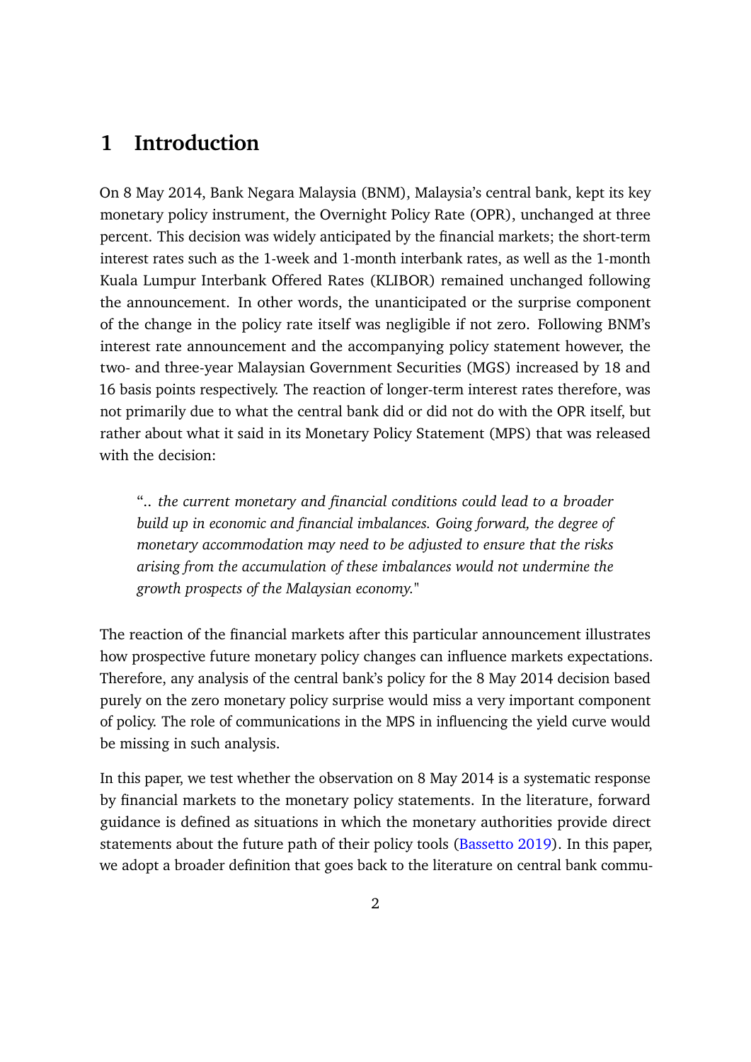# 1 Introduction

On 8 May 2014, Bank Negara Malaysia (BNM), Malaysia's central bank, kept its key monetary policy instrument, the Overnight Policy Rate (OPR), unchanged at three percent. This decision was widely anticipated by the financial markets; the short-term interest rates such as the 1-week and 1-month interbank rates, as well as the 1-month Kuala Lumpur Interbank Offered Rates (KLIBOR) remained unchanged following the announcement. In other words, the unanticipated or the surprise component of the change in the policy rate itself was negligible if not zero. Following BNM's interest rate announcement and the accompanying policy statement however, the two- and three-year Malaysian Government Securities (MGS) increased by 18 and 16 basis points respectively. The reaction of longer-term interest rates therefore, was not primarily due to what the central bank did or did not do with the OPR itself, but rather about what it said in its Monetary Policy Statement (MPS) that was released with the decision:

> ".. *the current monetary and financial conditions could lead to a broader build up in economic and financial imbalances. Going forward, the degree of monetary accommodation may need to be adjusted to ensure that the risks arising from the accumulation of these imbalances would not undermine the growth prospects of the Malaysian economy.*"

The reaction of the financial markets after this particular announcement illustrates how prospective future monetary policy changes can influence markets expectations. Therefore, any analysis of the central bank's policy for the 8 May 2014 decision based purely on the zero monetary policy surprise would miss a very important component of policy. The role of communications in the MPS in influencing the yield curve would be missing in such analysis.

In this paper, we test whether the observation on 8 May 2014 is a systematic response by financial markets to the monetary policy statements. In the literature, forward guidance is defined as situations in which the monetary authorities provide direct statements about the future path of their policy tools (Bassetto 2019). In this paper, we adopt a broader definition that goes back to the literature on central bank commu-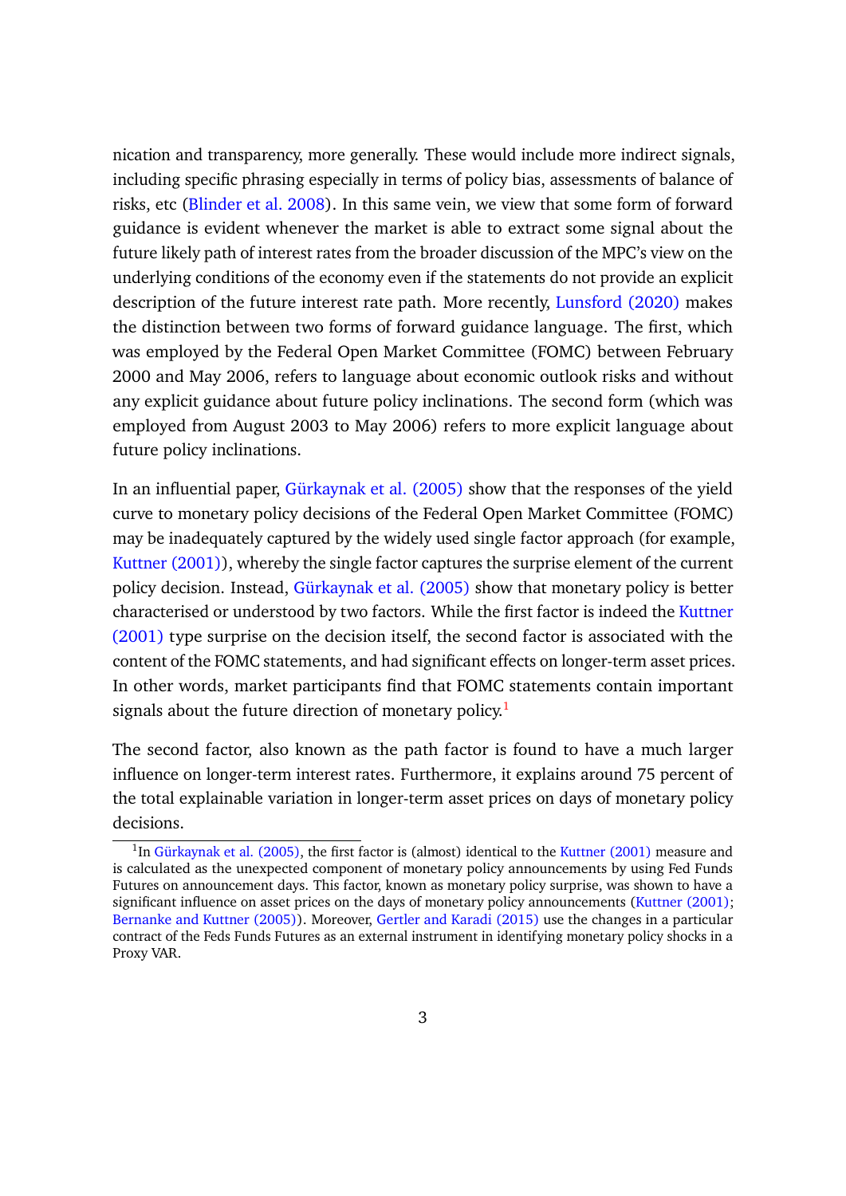nication and transparency, more generally. These would include more indirect signals, including specific phrasing especially in terms of policy bias, assessments of balance of risks, etc (Blinder et al. 2008). In this same vein, we view that some form of forward guidance is evident whenever the market is able to extract some signal about the future likely path of interest rates from the broader discussion of the MPC's view on the underlying conditions of the economy even if the statements do not provide an explicit description of the future interest rate path. More recently, Lunsford (2020) makes the distinction between two forms of forward guidance language. The first, which was employed by the Federal Open Market Committee (FOMC) between February 2000 and May 2006, refers to language about economic outlook risks and without any explicit guidance about future policy inclinations. The second form (which was employed from August 2003 to May 2006) refers to more explicit language about future policy inclinations.

In an influential paper, Gürkaynak et al. (2005) show that the responses of the yield curve to monetary policy decisions of the Federal Open Market Committee (FOMC) may be inadequately captured by the widely used single factor approach (for example, Kuttner (2001)), whereby the single factor captures the surprise element of the current policy decision. Instead, Gürkaynak et al. (2005) show that monetary policy is better characterised or understood by two factors. While the first factor is indeed the Kuttner (2001) type surprise on the decision itself, the second factor is associated with the content of the FOMC statements, and had significant effects on longer-term asset prices. In other words, market participants find that FOMC statements contain important signals about the future direction of monetary policy.[1]

The second factor, also known as the path factor is found to have a much larger influence on longer-term interest rates. Furthermore, it explains around 75 percent of the total explainable variation in longer-term asset prices on days of monetary policy decisions.

[1] In Gürkaynak et al. (2005), the first factor is (almost) identical to the Kuttner (2001) measure and is calculated as the unexpected component of monetary policy announcements by using Fed Funds Futures on announcement days. This factor, known as monetary policy surprise, was shown to have a significant influence on asset prices on the days of monetary policy announcements (Kuttner (2001); Bernanke and Kuttner (2005)). Moreover, Gertler and Karadi (2015) use the changes in a particular contract of the Feds Funds Futures as an external instrument in identifying monetary policy shocks in a Proxy VAR.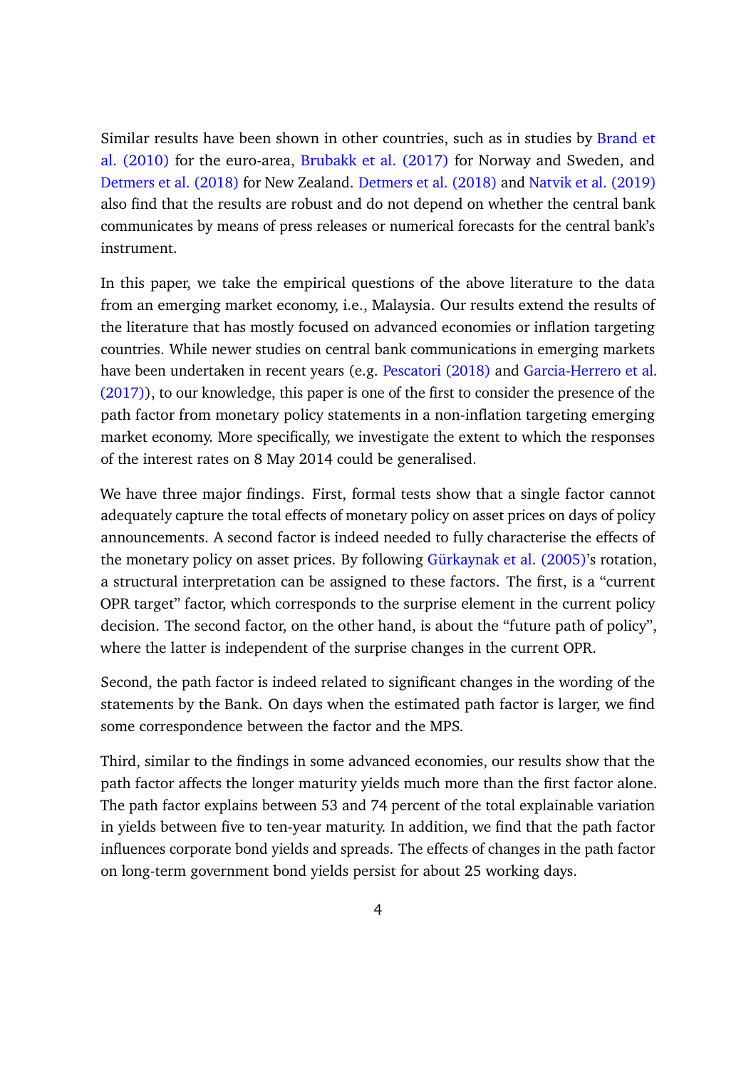Similar results have been shown in other countries, such as in studies by Brand et al. (2010) for the euro-area, Brubakk et al. (2017) for Norway and Sweden, and Detmers et al. (2018) for New Zealand. Detmers et al. (2018) and Natvik et al. (2019) also find that the results are robust and do not depend on whether the central bank communicates by means of press releases or numerical forecasts for the central bank's instrument.

In this paper, we take the empirical questions of the above literature to the data from an emerging market economy, i.e., Malaysia. Our results extend the results of the literature that has mostly focused on advanced economies or inflation targeting countries. While newer studies on central bank communications in emerging markets have been undertaken in recent years (e.g. Pescatori (2018) and Garcia-Herrero et al. (2017)), to our knowledge, this paper is one of the first to consider the presence of the path factor from monetary policy statements in a non-inflation targeting emerging market economy. More specifically, we investigate the extent to which the responses of the interest rates on 8 May 2014 could be generalised.

We have three major findings. First, formal tests show that a single factor cannot adequately capture the total effects of monetary policy on asset prices on days of policy announcements. A second factor is indeed needed to fully characterise the effects of the monetary policy on asset prices. By following Gürkaynak et al. (2005)'s rotation, a structural interpretation can be assigned to these factors. The first, is a "current OPR target" factor, which corresponds to the surprise element in the current policy decision. The second factor, on the other hand, is about the "future path of policy", where the latter is independent of the surprise changes in the current OPR.

Second, the path factor is indeed related to significant changes in the wording of the statements by the Bank. On days when the estimated path factor is larger, we find some correspondence between the factor and the MPS.

Third, similar to the findings in some advanced economies, our results show that the path factor affects the longer maturity yields much more than the first factor alone. The path factor explains between 53 and 74 percent of the total explainable variation in yields between five to ten-year maturity. In addition, we find that the path factor influences corporate bond yields and spreads. The effects of changes in the path factor on long-term government bond yields persist for about 25 working days.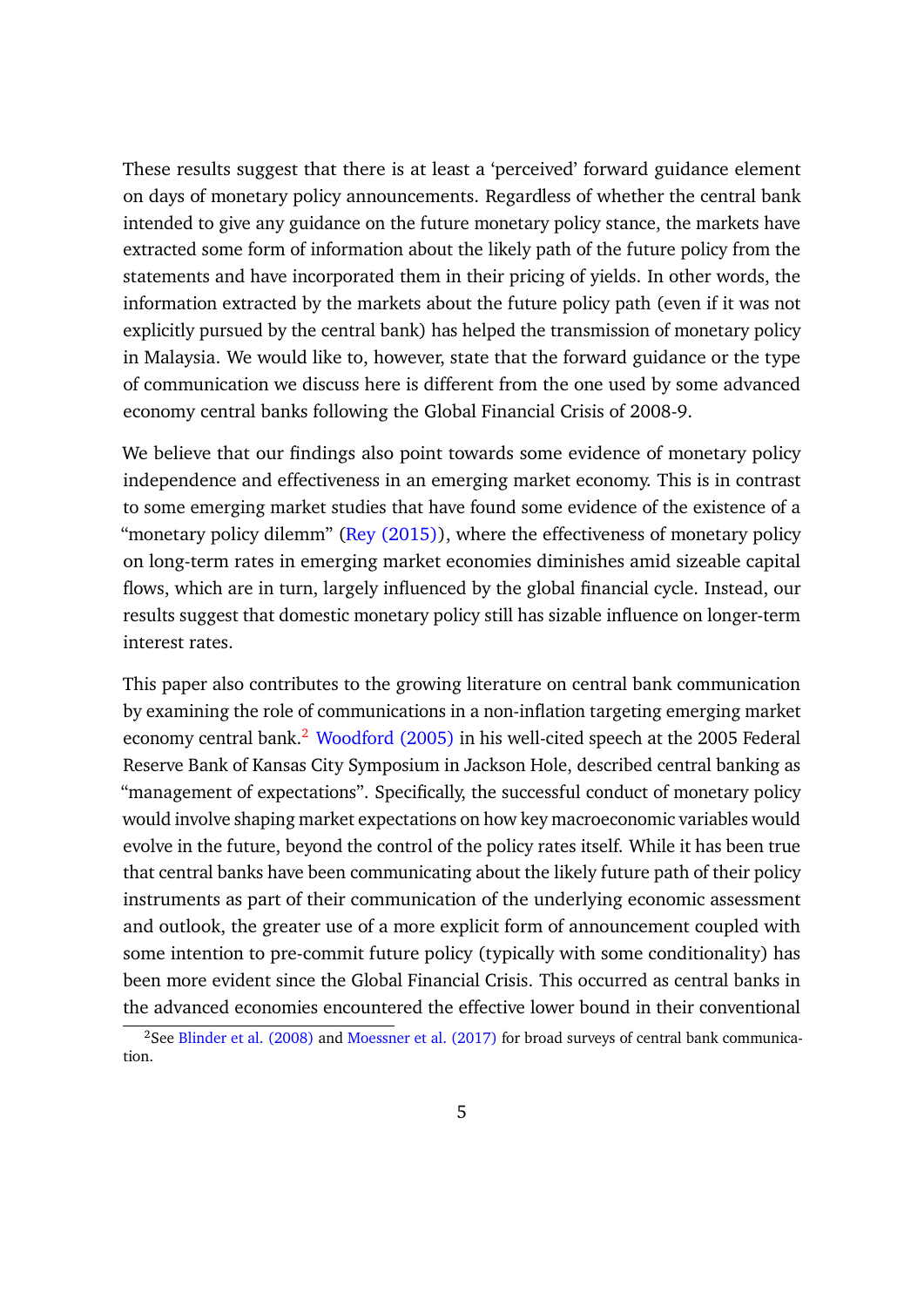These results suggest that there is at least a 'perceived' forward guidance element on days of monetary policy announcements. Regardless of whether the central bank intended to give any guidance on the future monetary policy stance, the markets have extracted some form of information about the likely path of the future policy from the statements and have incorporated them in their pricing of yields. In other words, the information extracted by the markets about the future policy path (even if it was not explicitly pursued by the central bank) has helped the transmission of monetary policy in Malaysia. We would like to, however, state that the forward guidance or the type of communication we discuss here is different from the one used by some advanced economy central banks following the Global Financial Crisis of 2008-9.

We believe that our findings also point towards some evidence of monetary policy independence and effectiveness in an emerging market economy. This is in contrast to some emerging market studies that have found some evidence of the existence of a "monetary policy dilemm" (Rey (2015)), where the effectiveness of monetary policy on long-term rates in emerging market economies diminishes amid sizeable capital flows, which are in turn, largely influenced by the global financial cycle. Instead, our results suggest that domestic monetary policy still has sizable influence on longer-term interest rates.

This paper also contributes to the growing literature on central bank communication by examining the role of communications in a non-inflation targeting emerging market economy central bank.[2] Woodford (2005) in his well-cited speech at the 2005 Federal Reserve Bank of Kansas City Symposium in Jackson Hole, described central banking as "management of expectations". Specifically, the successful conduct of monetary policy would involve shaping market expectations on how key macroeconomic variables would evolve in the future, beyond the control of the policy rates itself. While it has been true that central banks have been communicating about the likely future path of their policy instruments as part of their communication of the underlying economic assessment and outlook, the greater use of a more explicit form of announcement coupled with some intention to pre-commit future policy (typically with some conditionality) has been more evident since the Global Financial Crisis. This occurred as central banks in the advanced economies encountered the effective lower bound in their conventional

[2] See Blinder et al. (2008) and Moessner et al. (2017) for broad surveys of central bank communication.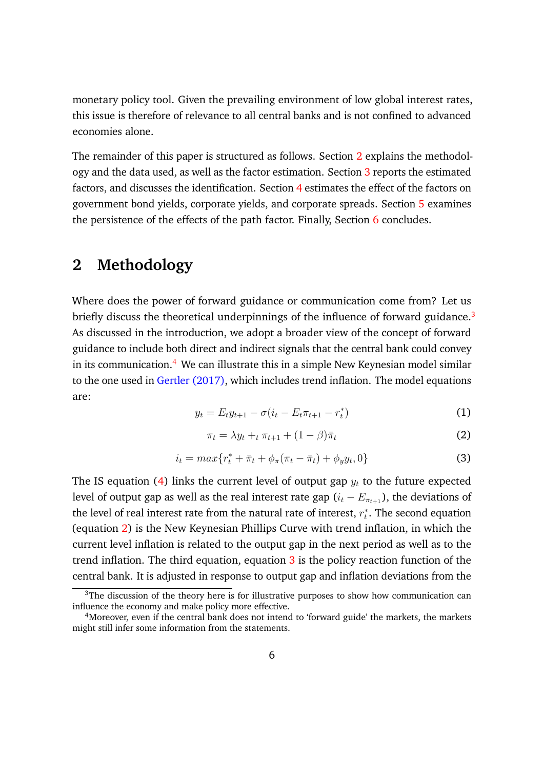monetary policy tool. Given the prevailing environment of low global interest rates, this issue is therefore of relevance to all central banks and is not confined to advanced economies alone.

The remainder of this paper is structured as follows. Section 2 explains the methodology and the data used, as well as the factor estimation. Section 3 reports the estimated factors, and discusses the identification. Section 4 estimates the effect of the factors on government bond yields, corporate yields, and corporate spreads. Section 5 examines the persistence of the effects of the path factor. Finally, Section 6 concludes.

## 2 Methodology

Where does the power of forward guidance or communication come from? Let us briefly discuss the theoretical underpinnings of the influence of forward guidance.[3] As discussed in the introduction, we adopt a broader view of the concept of forward guidance to include both direct and indirect signals that the central bank could convey in its communication.[4] We can illustrate this in a simple New Keynesian model similar to the one used in Gertler (2017), which includes trend inflation. The model equations are:

$$y_t = E_t y_{t+1} - \sigma(i_t - E_t \pi_{t+1} - r_t^*) \tag{1}$$

$$\pi_t = \lambda y_t +_t \pi_{t+1} + (1-\beta)\bar{\pi}_t \tag{2}$$

$$i_t = max\{r_t^* + \bar{\pi}_t + \phi_\pi(\pi_t - \bar{\pi}_t) + \phi_y y_t, 0\} \tag{3}$$

The IS equation (4) links the current level of output gap $y_t$ to the future expected level of output gap as well as the real interest rate gap ($i_t - E_{\pi_{t+1}}$), the deviations of the level of real interest rate from the natural rate of interest, $r_t^*$. The second equation (equation 2) is the New Keynesian Phillips Curve with trend inflation, in which the current level inflation is related to the output gap in the next period as well as to the trend inflation. The third equation, equation 3 is the policy reaction function of the central bank. It is adjusted in response to output gap and inflation deviations from the

[3] The discussion of the theory here is for illustrative purposes to show how communication can influence the economy and make policy more effective.

[4] Moreover, even if the central bank does not intend to 'forward guide' the markets, the markets might still infer some information from the statements.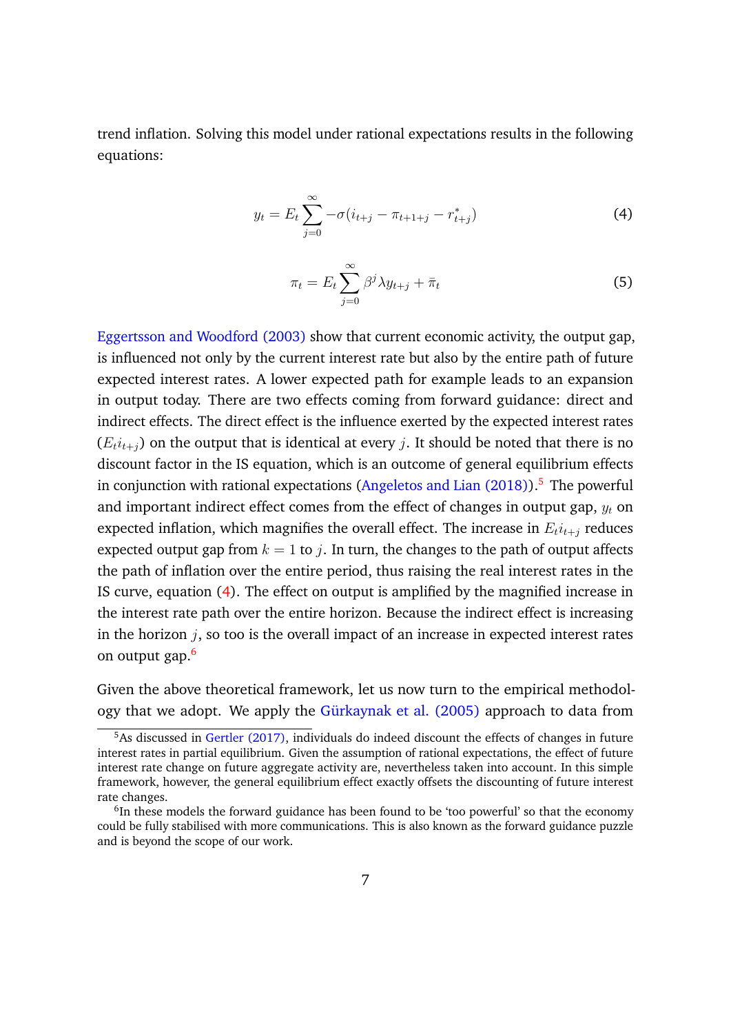trend inflation. Solving this model under rational expectations results in the following equations:

$$y_t = E_t \sum_{j=0}^{\infty} -\sigma(i_{t+j} - \pi_{t+1+j} - r^*_{t+j}) \tag{4}$$

$$\pi_t = E_t \sum_{j=0}^{\infty} \beta^j \lambda y_{t+j} + \bar{\pi}_t \tag{5}$$

Eggertsson and Woodford (2003) show that current economic activity, the output gap, is influenced not only by the current interest rate but also by the entire path of future expected interest rates. A lower expected path for example leads to an expansion in output today. There are two effects coming from forward guidance: direct and indirect effects. The direct effect is the influence exerted by the expected interest rates ($E_t i_{t+j}$) on the output that is identical at every $j$. It should be noted that there is no discount factor in the IS equation, which is an outcome of general equilibrium effects in conjunction with rational expectations (Angeletos and Lian (2018)).[5] The powerful and important indirect effect comes from the effect of changes in output gap, $y_t$ on expected inflation, which magnifies the overall effect. The increase in $E_t i_{t+j}$ reduces expected output gap from $k = 1$ to $j$. In turn, the changes to the path of output affects the path of inflation over the entire period, thus raising the real interest rates in the IS curve, equation (4). The effect on output is amplified by the magnified increase in the interest rate path over the entire horizon. Because the indirect effect is increasing in the horizon $j$, so too is the overall impact of an increase in expected interest rates on output gap.[6]

Given the above theoretical framework, let us now turn to the empirical methodology that we adopt. We apply the Gürkaynak et al. (2005) approach to data from

[5] As discussed in Gertler (2017), individuals do indeed discount the effects of changes in future interest rates in partial equilibrium. Given the assumption of rational expectations, the effect of future interest rate change on future aggregate activity are, nevertheless taken into account. In this simple framework, however, the general equilibrium effect exactly offsets the discounting of future interest rate changes.

[6] In these models the forward guidance has been found to be 'too powerful' so that the economy could be fully stabilised with more communications. This is also known as the forward guidance puzzle and is beyond the scope of our work.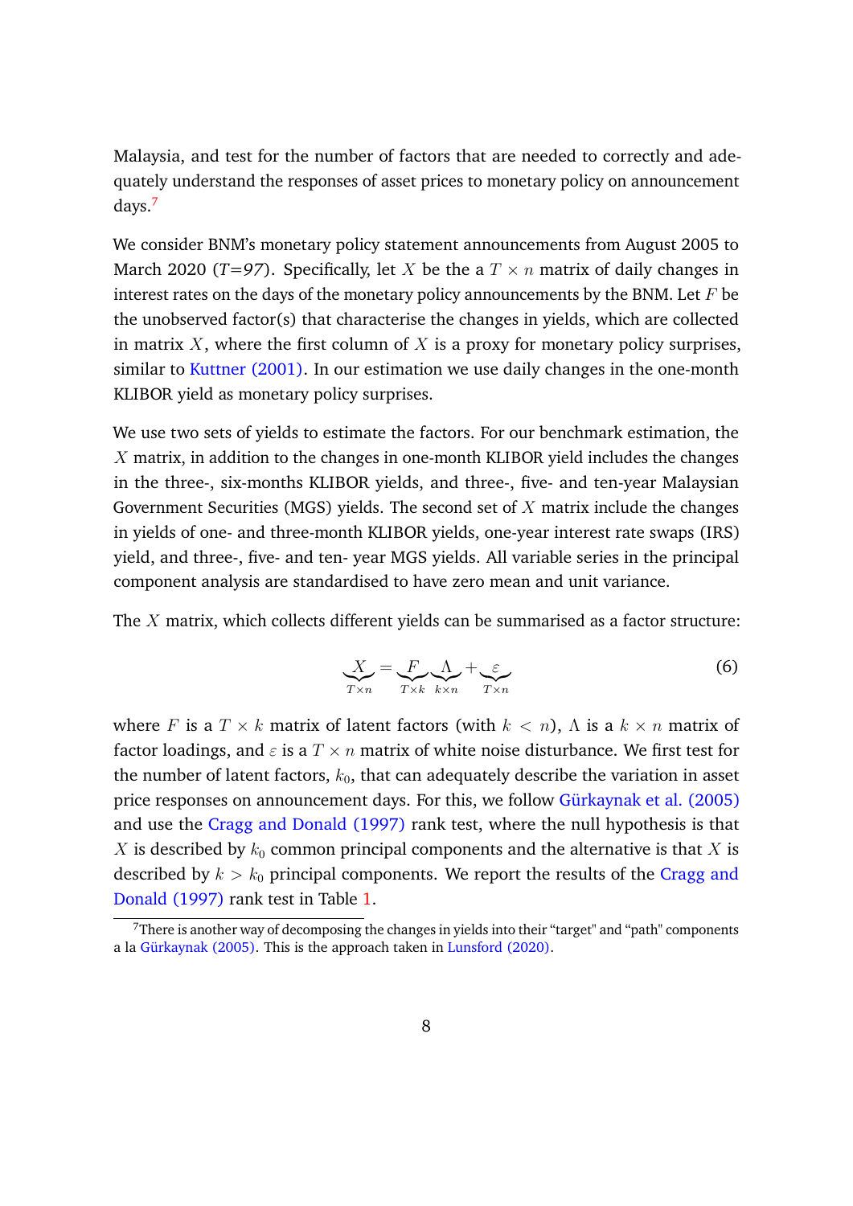Malaysia, and test for the number of factors that are needed to correctly and adequately understand the responses of asset prices to monetary policy on announcement days.[7]

We consider BNM's monetary policy statement announcements from August 2005 to March 2020 ($T$=97). Specifically, let $X$ be the a $T \times n$ matrix of daily changes in interest rates on the days of the monetary policy announcements by the BNM. Let $F$ be the unobserved factor(s) that characterise the changes in yields, which are collected in matrix $X$, where the first column of $X$ is a proxy for monetary policy surprises, similar to Kuttner (2001). In our estimation we use daily changes in the one-month KLIBOR yield as monetary policy surprises.

We use two sets of yields to estimate the factors. For our benchmark estimation, the $X$ matrix, in addition to the changes in one-month KLIBOR yield includes the changes in the three-, six-months KLIBOR yields, and three-, five- and ten-year Malaysian Government Securities (MGS) yields. The second set of $X$ matrix include the changes in yields of one- and three-month KLIBOR yields, one-year interest rate swaps (IRS) yield, and three-, five- and ten- year MGS yields. All variable series in the principal component analysis are standardised to have zero mean and unit variance.

The $X$ matrix, which collects different yields can be summarised as a factor structure:

$$\underbrace{X}_{T \times n} = \underbrace{F}_{T \times k} \underbrace{\Lambda}_{k \times n} + \underbrace{\varepsilon}_{T \times n} \tag{6}$$

where $F$ is a $T \times k$ matrix of latent factors (with $k < n$), $\Lambda$ is a $k \times n$ matrix of factor loadings, and $\varepsilon$ is a $T \times n$ matrix of white noise disturbance. We first test for the number of latent factors, $k_0$, that can adequately describe the variation in asset price responses on announcement days. For this, we follow Gürkaynak et al. (2005) and use the Cragg and Donald (1997) rank test, where the null hypothesis is that $X$ is described by $k_0$ common principal components and the alternative is that $X$ is described by $k > k_0$ principal components. We report the results of the Cragg and Donald (1997) rank test in Table 1.

[7]There is another way of decomposing the changes in yields into their "target" and "path" components a la Gürkaynak (2005). This is the approach taken in Lunsford (2020).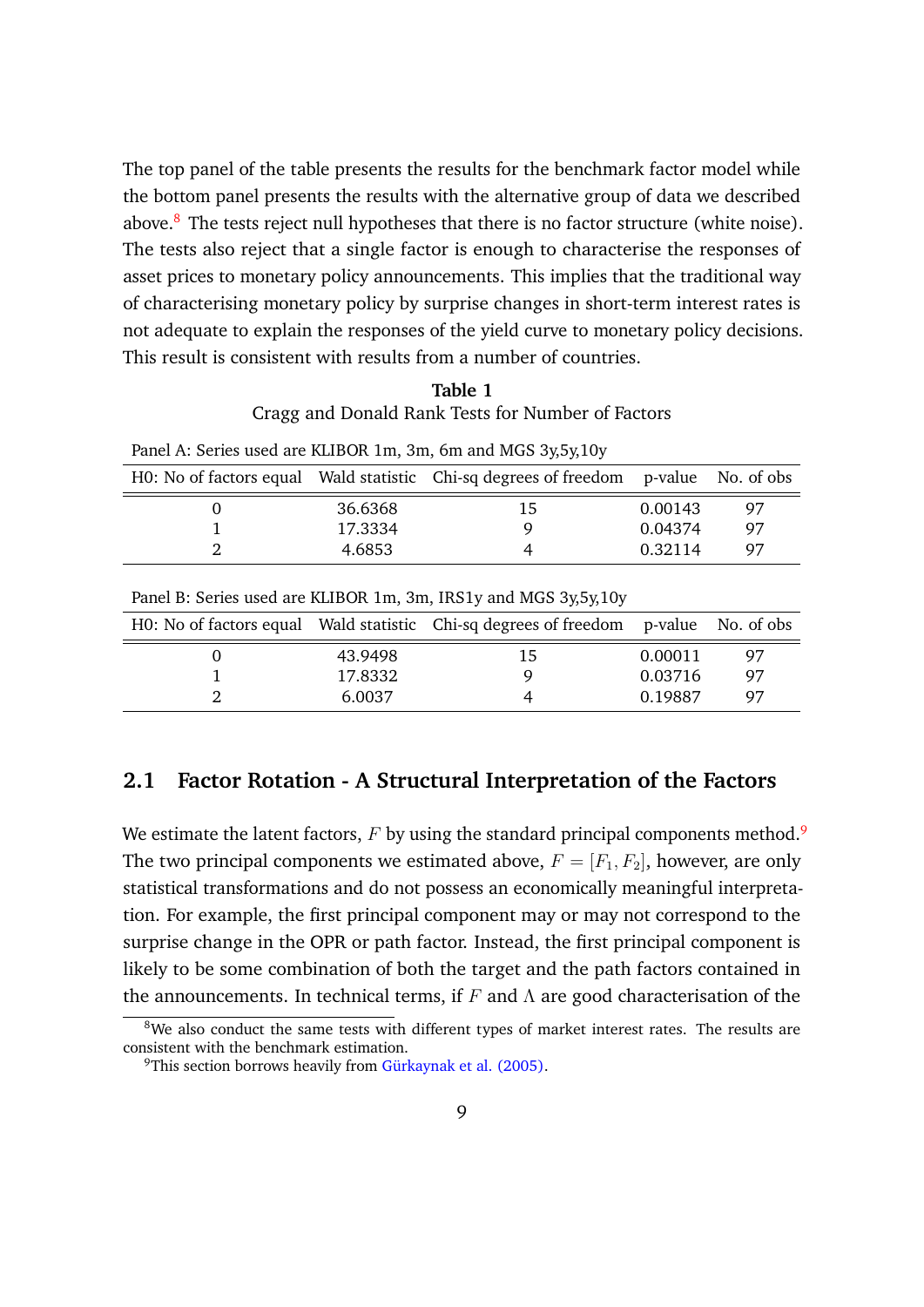The top panel of the table presents the results for the benchmark factor model while the bottom panel presents the results with the alternative group of data we described above.[8] The tests reject null hypotheses that there is no factor structure (white noise). The tests also reject that a single factor is enough to characterise the responses of asset prices to monetary policy announcements. This implies that the traditional way of characterising monetary policy by surprise changes in short-term interest rates is not adequate to explain the responses of the yield curve to monetary policy decisions. This result is consistent with results from a number of countries.

**Table 1**

Cragg and Donald Rank Tests for Number of Factors

Panel A: Series used are KLIBOR 1m, 3m, 6m and MGS 3y,5y,10y

| H0: No of factors equal | Wald statistic | Chi-sq degrees of freedom | p-value | No. of obs |
|---|---|---|---|---|
| 0 | 36.6368 | 15 | 0.00143 | 97 |
| 1 | 17.3334 | 9 | 0.04374 | 97 |
| 2 | 4.6853 | 4 | 0.32114 | 97 |

Panel B: Series used are KLIBOR 1m, 3m, IRS1y and MGS 3y,5y,10y

| H0: No of factors equal | Wald statistic | Chi-sq degrees of freedom | p-value | No. of obs |
|---|---|---|---|---|
| 0 | 43.9498 | 15 | 0.00011 | 97 |
| 1 | 17.8332 | 9 | 0.03716 | 97 |
| 2 | 6.0037 | 4 | 0.19887 | 97 |

## 2.1 Factor Rotation - A Structural Interpretation of the Factors

We estimate the latent factors, $F$ by using the standard principal components method.[9] The two principal components we estimated above, $F = [F_1, F_2]$, however, are only statistical transformations and do not possess an economically meaningful interpretation. For example, the first principal component may or may not correspond to the surprise change in the OPR or path factor. Instead, the first principal component is likely to be some combination of both the target and the path factors contained in the announcements. In technical terms, if $F$ and $\Lambda$ are good characterisation of the

[8] We also conduct the same tests with different types of market interest rates. The results are consistent with the benchmark estimation.

[9] This section borrows heavily from Gürkaynak et al. (2005).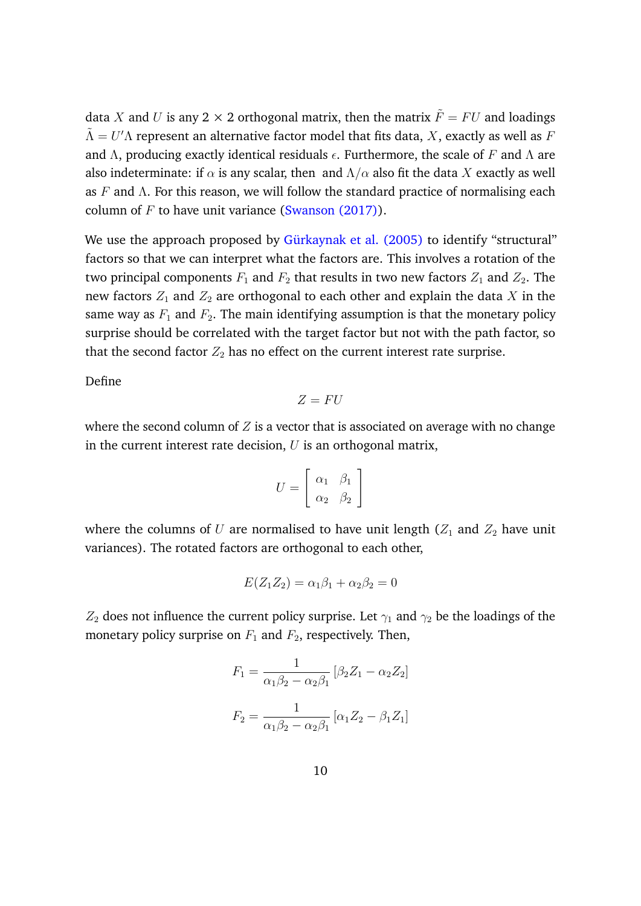data $X$ and $U$ is any $2 \times 2$ orthogonal matrix, then the matrix $\tilde{F} = FU$ and loadings $\tilde{\Lambda} = U'\Lambda$ represent an alternative factor model that fits data, $X$, exactly as well as $F$ and $\Lambda$, producing exactly identical residuals $\epsilon$. Furthermore, the scale of $F$ and $\Lambda$ are also indeterminate: if $\alpha$ is any scalar, then  and $\Lambda/\alpha$ also fit the data $X$ exactly as well as $F$ and $\Lambda$. For this reason, we will follow the standard practice of normalising each column of $F$ to have unit variance (Swanson (2017)).

We use the approach proposed by Gürkaynak et al. (2005) to identify "structural" factors so that we can interpret what the factors are. This involves a rotation of the two principal components $F_1$ and $F_2$ that results in two new factors $Z_1$ and $Z_2$. The new factors $Z_1$ and $Z_2$ are orthogonal to each other and explain the data $X$ in the same way as $F_1$ and $F_2$. The main identifying assumption is that the monetary policy surprise should be correlated with the target factor but not with the path factor, so that the second factor $Z_2$ has no effect on the current interest rate surprise.

Define

$$Z = FU$$

where the second column of $Z$ is a vector that is associated on average with no change in the current interest rate decision, $U$ is an orthogonal matrix,

$$U = \begin{bmatrix} \alpha_1 & \beta_1 \\ \alpha_2 & \beta_2 \end{bmatrix}$$

where the columns of $U$ are normalised to have unit length ($Z_1$ and $Z_2$ have unit variances). The rotated factors are orthogonal to each other,

$$E(Z_1 Z_2) = \alpha_1 \beta_1 + \alpha_2 \beta_2 = 0$$

$Z_2$ does not influence the current policy surprise. Let $\gamma_1$ and $\gamma_2$ be the loadings of the monetary policy surprise on $F_1$ and $F_2$, respectively. Then,

$$F_1 = \frac{1}{\alpha_1 \beta_2 - \alpha_2 \beta_1} \left[ \beta_2 Z_1 - \alpha_2 Z_2 \right]$$

$$F_2 = \frac{1}{\alpha_1 \beta_2 - \alpha_2 \beta_1} \left[ \alpha_1 Z_2 - \beta_1 Z_1 \right]$$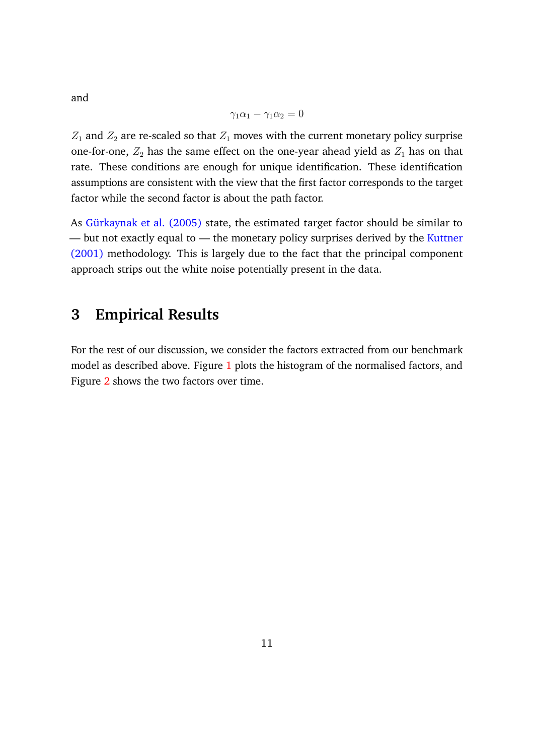and

$$\gamma_1\alpha_1 - \gamma_1\alpha_2 = 0$$

$Z_1$ and $Z_2$ are re-scaled so that $Z_1$ moves with the current monetary policy surprise one-for-one, $Z_2$ has the same effect on the one-year ahead yield as $Z_1$ has on that rate. These conditions are enough for unique identification. These identification assumptions are consistent with the view that the first factor corresponds to the target factor while the second factor is about the path factor.

As Gürkaynak et al. (2005) state, the estimated target factor should be similar to — but not exactly equal to — the monetary policy surprises derived by the Kuttner (2001) methodology. This is largely due to the fact that the principal component approach strips out the white noise potentially present in the data.

## 3 Empirical Results

For the rest of our discussion, we consider the factors extracted from our benchmark model as described above. Figure 1 plots the histogram of the normalised factors, and Figure 2 shows the two factors over time.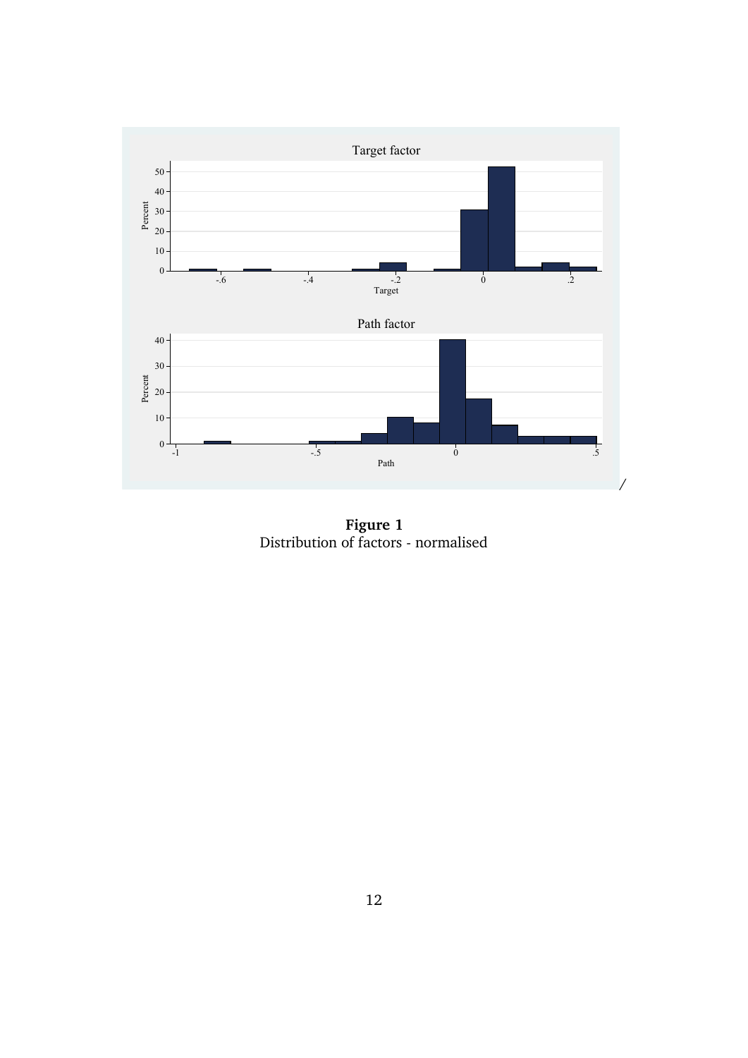**Figure 1**
Distribution of factors - normalised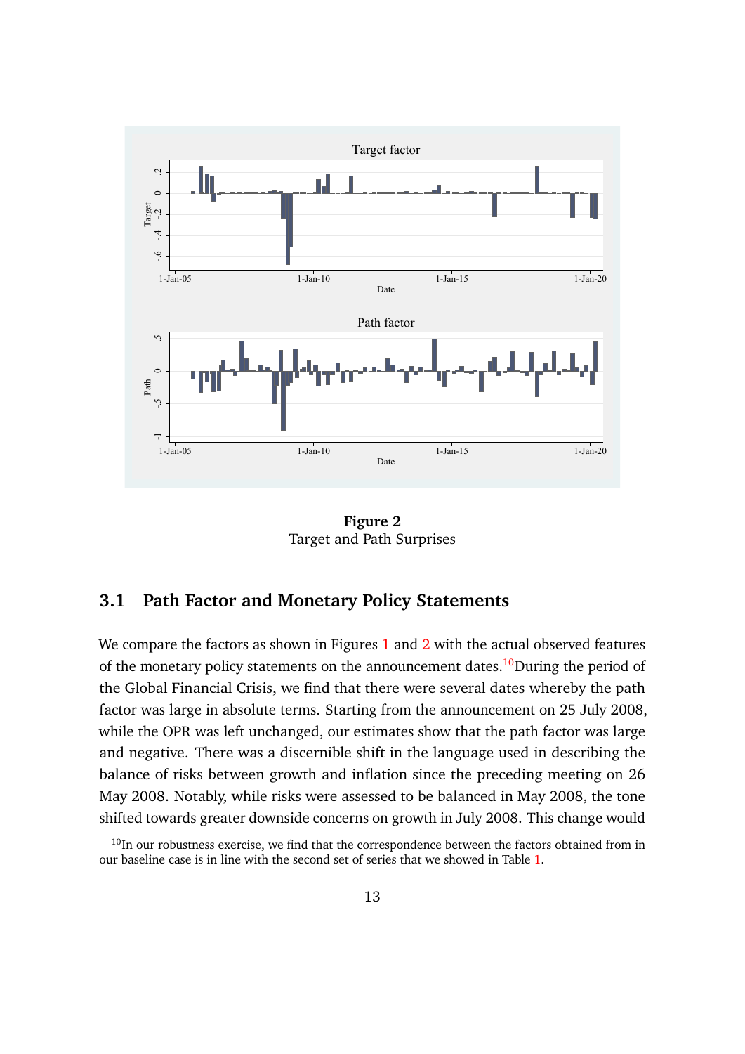**Figure 2**
Target and Path Surprises

### 3.1 Path Factor and Monetary Policy Statements

We compare the factors as shown in Figures 1 and 2 with the actual observed features of the monetary policy statements on the announcement dates.[10] During the period of the Global Financial Crisis, we find that there were several dates whereby the path factor was large in absolute terms. Starting from the announcement on 25 July 2008, while the OPR was left unchanged, our estimates show that the path factor was large and negative. There was a discernible shift in the language used in describing the balance of risks between growth and inflation since the preceding meeting on 26 May 2008. Notably, while risks were assessed to be balanced in May 2008, the tone shifted towards greater downside concerns on growth in July 2008. This change would

[10] In our robustness exercise, we find that the correspondence between the factors obtained from in our baseline case is in line with the second set of series that we showed in Table 1.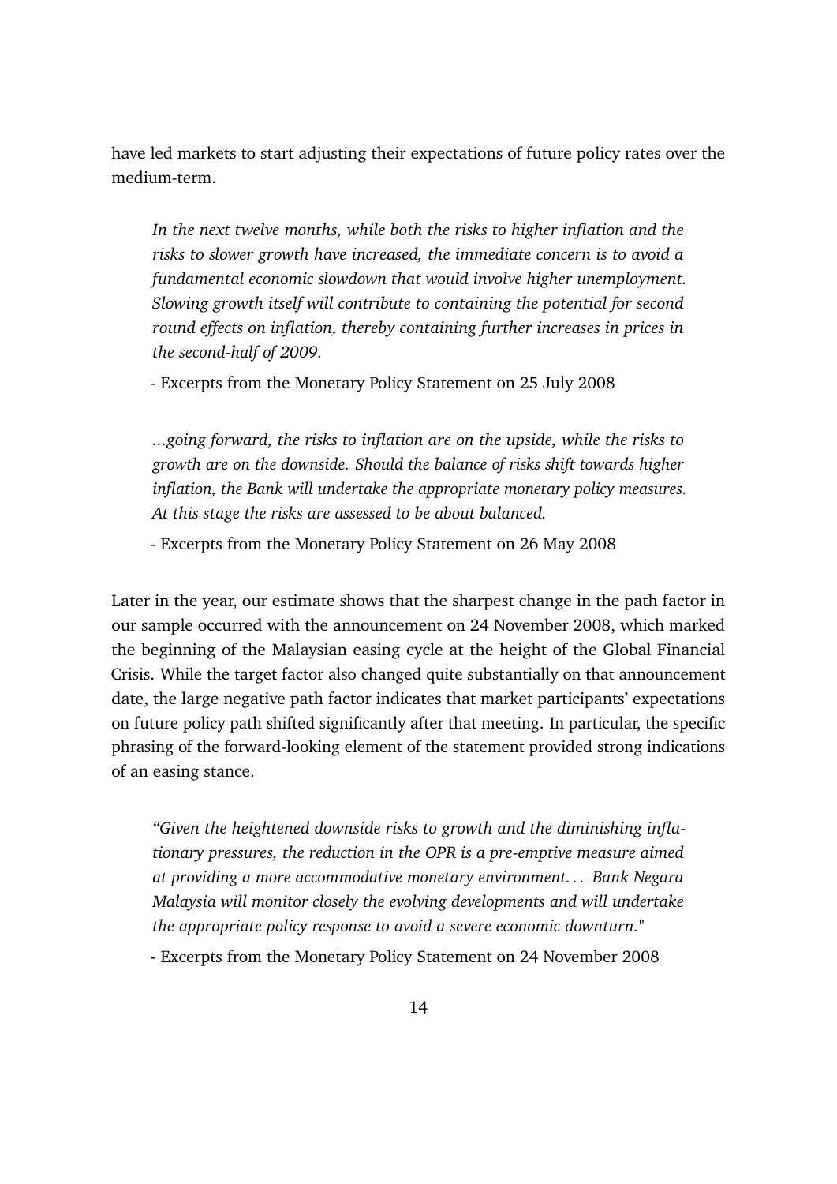have led markets to start adjusting their expectations of future policy rates over the medium-term.

> *In the next twelve months, while both the risks to higher inflation and the risks to slower growth have increased, the immediate concern is to avoid a fundamental economic slowdown that would involve higher unemployment. Slowing growth itself will contribute to containing the potential for second round effects on inflation, thereby containing further increases in prices in the second-half of 2009.*
>
> - Excerpts from the Monetary Policy Statement on 25 July 2008

> *...going forward, the risks to inflation are on the upside, while the risks to growth are on the downside. Should the balance of risks shift towards higher inflation, the Bank will undertake the appropriate monetary policy measures. At this stage the risks are assessed to be about balanced.*
>
> - Excerpts from the Monetary Policy Statement on 26 May 2008

Later in the year, our estimate shows that the sharpest change in the path factor in our sample occurred with the announcement on 24 November 2008, which marked the beginning of the Malaysian easing cycle at the height of the Global Financial Crisis. While the target factor also changed quite substantially on that announcement date, the large negative path factor indicates that market participants' expectations on future policy path shifted significantly after that meeting. In particular, the specific phrasing of the forward-looking element of the statement provided strong indications of an easing stance.

> *"Given the heightened downside risks to growth and the diminishing inflationary pressures, the reduction in the OPR is a pre-emptive measure aimed at providing a more accommodative monetary environment... Bank Negara Malaysia will monitor closely the evolving developments and will undertake the appropriate policy response to avoid a severe economic downturn."*
>
> - Excerpts from the Monetary Policy Statement on 24 November 2008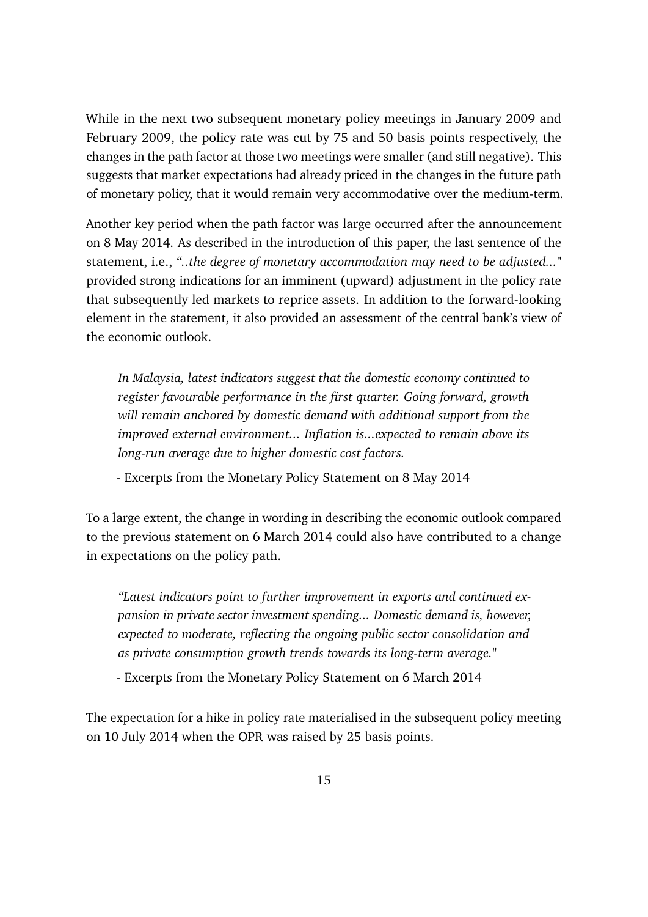While in the next two subsequent monetary policy meetings in January 2009 and February 2009, the policy rate was cut by 75 and 50 basis points respectively, the changes in the path factor at those two meetings were smaller (and still negative). This suggests that market expectations had already priced in the changes in the future path of monetary policy, that it would remain very accommodative over the medium-term.

Another key period when the path factor was large occurred after the announcement on 8 May 2014. As described in the introduction of this paper, the last sentence of the statement, i.e., *"..the degree of monetary accommodation may need to be adjusted..."* provided strong indications for an imminent (upward) adjustment in the policy rate that subsequently led markets to reprice assets. In addition to the forward-looking element in the statement, it also provided an assessment of the central bank's view of the economic outlook.

> *In Malaysia, latest indicators suggest that the domestic economy continued to register favourable performance in the first quarter. Going forward, growth will remain anchored by domestic demand with additional support from the improved external environment... Inflation is...expected to remain above its long-run average due to higher domestic cost factors.*
>
> - Excerpts from the Monetary Policy Statement on 8 May 2014

To a large extent, the change in wording in describing the economic outlook compared to the previous statement on 6 March 2014 could also have contributed to a change in expectations on the policy path.

> *"Latest indicators point to further improvement in exports and continued expansion in private sector investment spending... Domestic demand is, however, expected to moderate, reflecting the ongoing public sector consolidation and as private consumption growth trends towards its long-term average."*
>
> - Excerpts from the Monetary Policy Statement on 6 March 2014

The expectation for a hike in policy rate materialised in the subsequent policy meeting on 10 July 2014 when the OPR was raised by 25 basis points.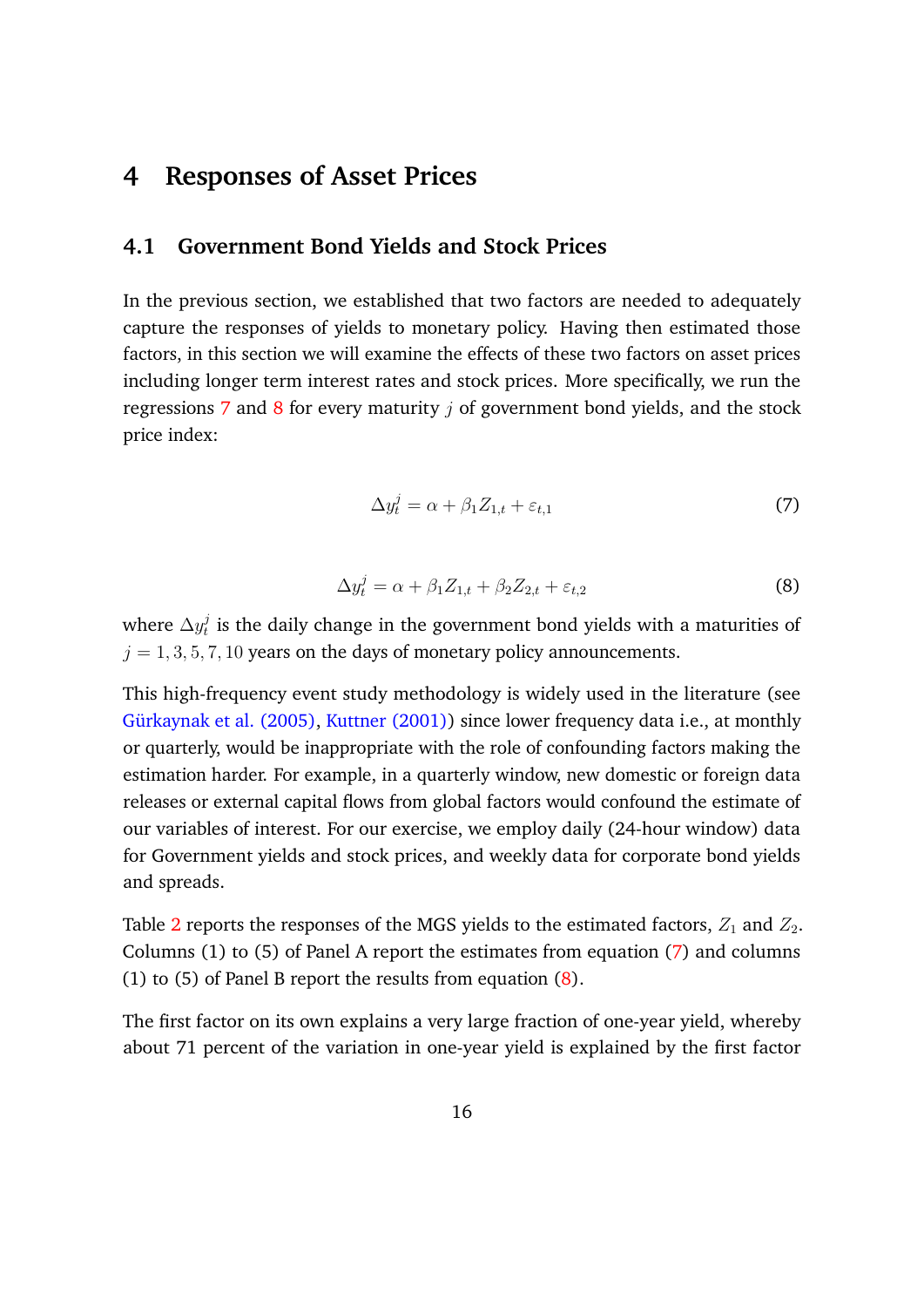# 4 Responses of Asset Prices

## 4.1 Government Bond Yields and Stock Prices

In the previous section, we established that two factors are needed to adequately capture the responses of yields to monetary policy. Having then estimated those factors, in this section we will examine the effects of these two factors on asset prices including longer term interest rates and stock prices. More specifically, we run the regressions 7 and 8 for every maturity $j$ of government bond yields, and the stock price index:

$$\Delta y_t^j = \alpha + \beta_1 Z_{1,t} + \varepsilon_{t,1} \tag{7}$$

$$\Delta y_t^j = \alpha + \beta_1 Z_{1,t} + \beta_2 Z_{2,t} + \varepsilon_{t,2} \tag{8}$$

where $\Delta y_t^j$ is the daily change in the government bond yields with a maturities of $j = 1, 3, 5, 7, 10$ years on the days of monetary policy announcements.

This high-frequency event study methodology is widely used in the literature (see Gürkaynak et al. (2005), Kuttner (2001)) since lower frequency data i.e., at monthly or quarterly, would be inappropriate with the role of confounding factors making the estimation harder. For example, in a quarterly window, new domestic or foreign data releases or external capital flows from global factors would confound the estimate of our variables of interest. For our exercise, we employ daily (24-hour window) data for Government yields and stock prices, and weekly data for corporate bond yields and spreads.

Table 2 reports the responses of the MGS yields to the estimated factors, $Z_1$ and $Z_2$. Columns (1) to (5) of Panel A report the estimates from equation (7) and columns (1) to (5) of Panel B report the results from equation (8).

The first factor on its own explains a very large fraction of one-year yield, whereby about 71 percent of the variation in one-year yield is explained by the first factor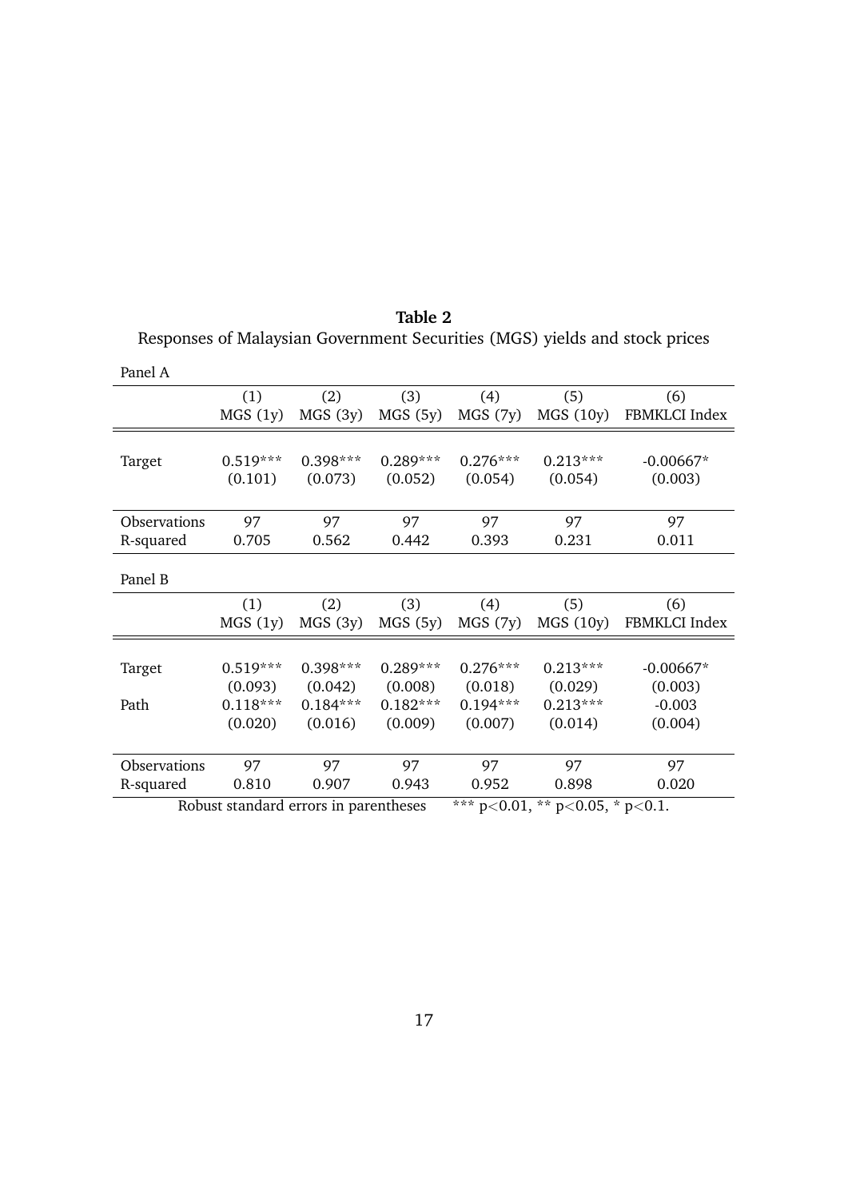**Table 2**

Responses of Malaysian Government Securities (MGS) yields and stock prices

Panel A

| | (1) MGS (1y) | (2) MGS (3y) | (3) MGS (5y) | (4) MGS (7y) | (5) MGS (10y) | (6) FBMKLCI Index |
|---|---|---|---|---|---|---|
| Target | 0.519*** | 0.398*** | 0.289*** | 0.276*** | 0.213*** | -0.00667* |
| | (0.101) | (0.073) | (0.052) | (0.054) | (0.054) | (0.003) |
| Observations | 97 | 97 | 97 | 97 | 97 | 97 |
| R-squared | 0.705 | 0.562 | 0.442 | 0.393 | 0.231 | 0.011 |

Panel B

| | (1) MGS (1y) | (2) MGS (3y) | (3) MGS (5y) | (4) MGS (7y) | (5) MGS (10y) | (6) FBMKLCI Index |
|---|---|---|---|---|---|---|
| Target | 0.519*** | 0.398*** | 0.289*** | 0.276*** | 0.213*** | -0.00667* |
| | (0.093) | (0.042) | (0.008) | (0.018) | (0.029) | (0.003) |
| Path | 0.118*** | 0.184*** | 0.182*** | 0.194*** | 0.213*** | -0.003 |
| | (0.020) | (0.016) | (0.009) | (0.007) | (0.014) | (0.004) |
| Observations | 97 | 97 | 97 | 97 | 97 | 97 |
| R-squared | 0.810 | 0.907 | 0.943 | 0.952 | 0.898 | 0.020 |

Robust standard errors in parentheses *** $p<0.01$, ** $p<0.05$, * $p<0.1$.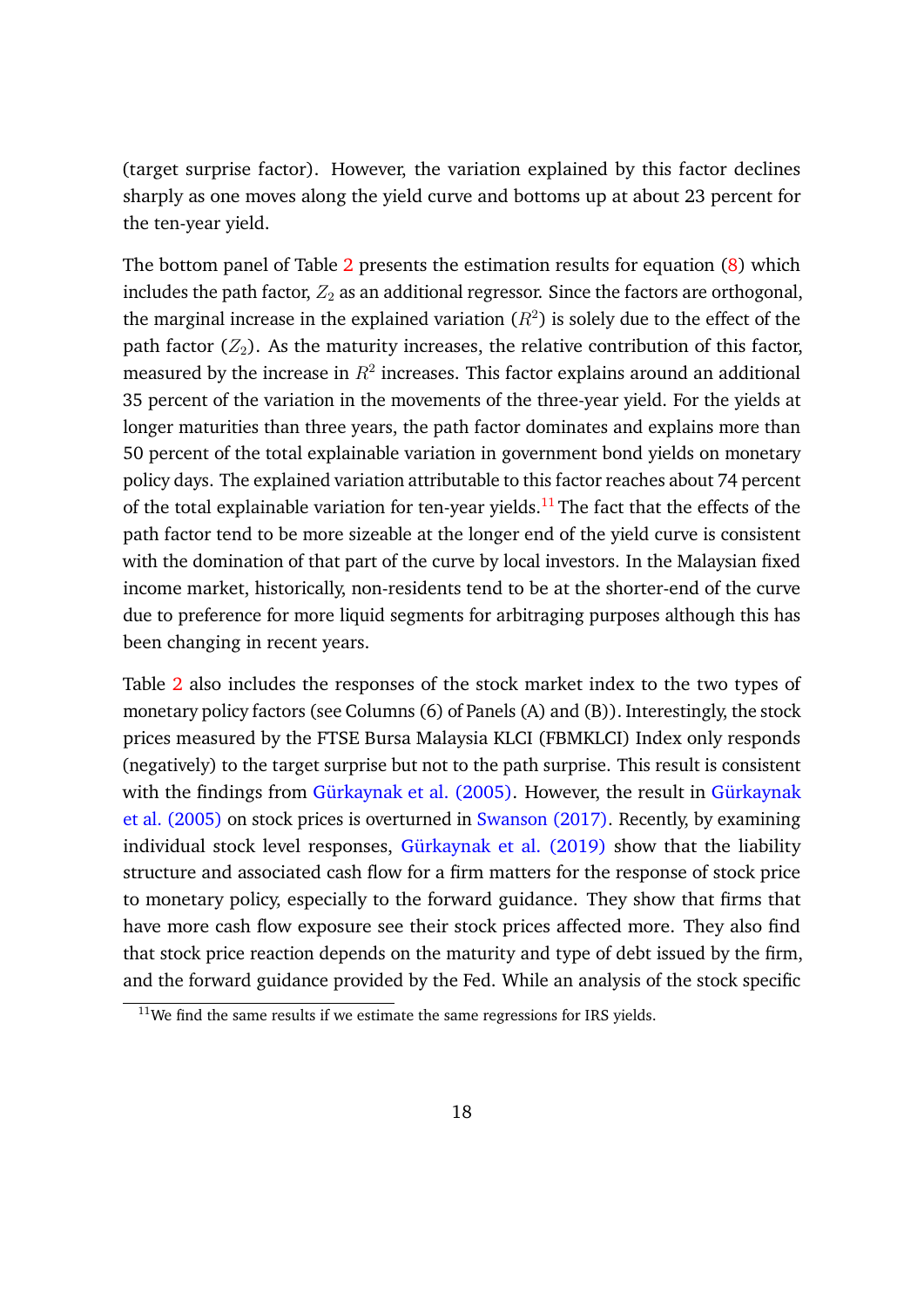(target surprise factor). However, the variation explained by this factor declines sharply as one moves along the yield curve and bottoms up at about 23 percent for the ten-year yield.

The bottom panel of Table 2 presents the estimation results for equation (8) which includes the path factor, $Z_2$ as an additional regressor. Since the factors are orthogonal, the marginal increase in the explained variation ($R^2$) is solely due to the effect of the path factor ($Z_2$). As the maturity increases, the relative contribution of this factor, measured by the increase in $R^2$ increases. This factor explains around an additional 35 percent of the variation in the movements of the three-year yield. For the yields at longer maturities than three years, the path factor dominates and explains more than 50 percent of the total explainable variation in government bond yields on monetary policy days. The explained variation attributable to this factor reaches about 74 percent of the total explainable variation for ten-year yields.[11] The fact that the effects of the path factor tend to be more sizeable at the longer end of the yield curve is consistent with the domination of that part of the curve by local investors. In the Malaysian fixed income market, historically, non-residents tend to be at the shorter-end of the curve due to preference for more liquid segments for arbitraging purposes although this has been changing in recent years.

Table 2 also includes the responses of the stock market index to the two types of monetary policy factors (see Columns (6) of Panels (A) and (B)). Interestingly, the stock prices measured by the FTSE Bursa Malaysia KLCI (FBMKLCI) Index only responds (negatively) to the target surprise but not to the path surprise. This result is consistent with the findings from Gürkaynak et al. (2005). However, the result in Gürkaynak et al. (2005) on stock prices is overturned in Swanson (2017). Recently, by examining individual stock level responses, Gürkaynak et al. (2019) show that the liability structure and associated cash flow for a firm matters for the response of stock price to monetary policy, especially to the forward guidance. They show that firms that have more cash flow exposure see their stock prices affected more. They also find that stock price reaction depends on the maturity and type of debt issued by the firm, and the forward guidance provided by the Fed. While an analysis of the stock specific

[11] We find the same results if we estimate the same regressions for IRS yields.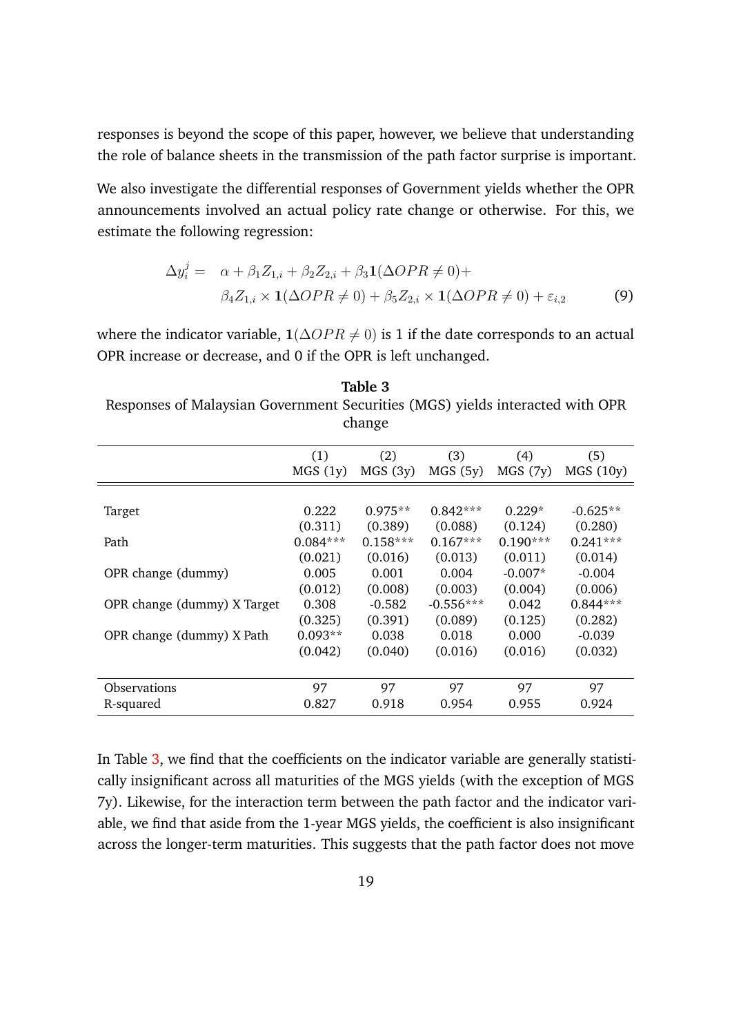responses is beyond the scope of this paper, however, we believe that understanding the role of balance sheets in the transmission of the path factor surprise is important.

We also investigate the differential responses of Government yields whether the OPR announcements involved an actual policy rate change or otherwise. For this, we estimate the following regression:

$$
\begin{aligned}
\Delta y_i^j = \quad & \alpha + \beta_1 Z_{1,i} + \beta_2 Z_{2,i} + \beta_3 \mathbf{1}(\Delta OPR \neq 0) + \\
& \beta_4 Z_{1,i} \times \mathbf{1}(\Delta OPR \neq 0) + \beta_5 Z_{2,i} \times \mathbf{1}(\Delta OPR \neq 0) + \varepsilon_{i,2} \qquad (9)
\end{aligned}
$$

where the indicator variable, $\mathbf{1}(\Delta OPR \neq 0)$ is 1 if the date corresponds to an actual OPR increase or decrease, and 0 if the OPR is left unchanged.

**Table 3**
Responses of Malaysian Government Securities (MGS) yields interacted with OPR change

| | (1) MGS (1y) | (2) MGS (3y) | (3) MGS (5y) | (4) MGS (7y) | (5) MGS (10y) |
|---|---|---|---|---|---|
| Target | 0.222 | 0.975** | 0.842*** | 0.229* | -0.625** |
| | (0.311) | (0.389) | (0.088) | (0.124) | (0.280) |
| Path | 0.084*** | 0.158*** | 0.167*** | 0.190*** | 0.241*** |
| | (0.021) | (0.016) | (0.013) | (0.011) | (0.014) |
| OPR change (dummy) | 0.005 | 0.001 | 0.004 | -0.007* | -0.004 |
| | (0.012) | (0.008) | (0.003) | (0.004) | (0.006) |
| OPR change (dummy) X Target | 0.308 | -0.582 | -0.556*** | 0.042 | 0.844*** |
| | (0.325) | (0.391) | (0.089) | (0.125) | (0.282) |
| OPR change (dummy) X Path | 0.093** | 0.038 | 0.018 | 0.000 | -0.039 |
| | (0.042) | (0.040) | (0.016) | (0.016) | (0.032) |
| Observations | 97 | 97 | 97 | 97 | 97 |
| R-squared | 0.827 | 0.918 | 0.954 | 0.955 | 0.924 |

In Table 3, we find that the coefficients on the indicator variable are generally statistically insignificant across all maturities of the MGS yields (with the exception of MGS 7y). Likewise, for the interaction term between the path factor and the indicator variable, we find that aside from the 1-year MGS yields, the coefficient is also insignificant across the longer-term maturities. This suggests that the path factor does not move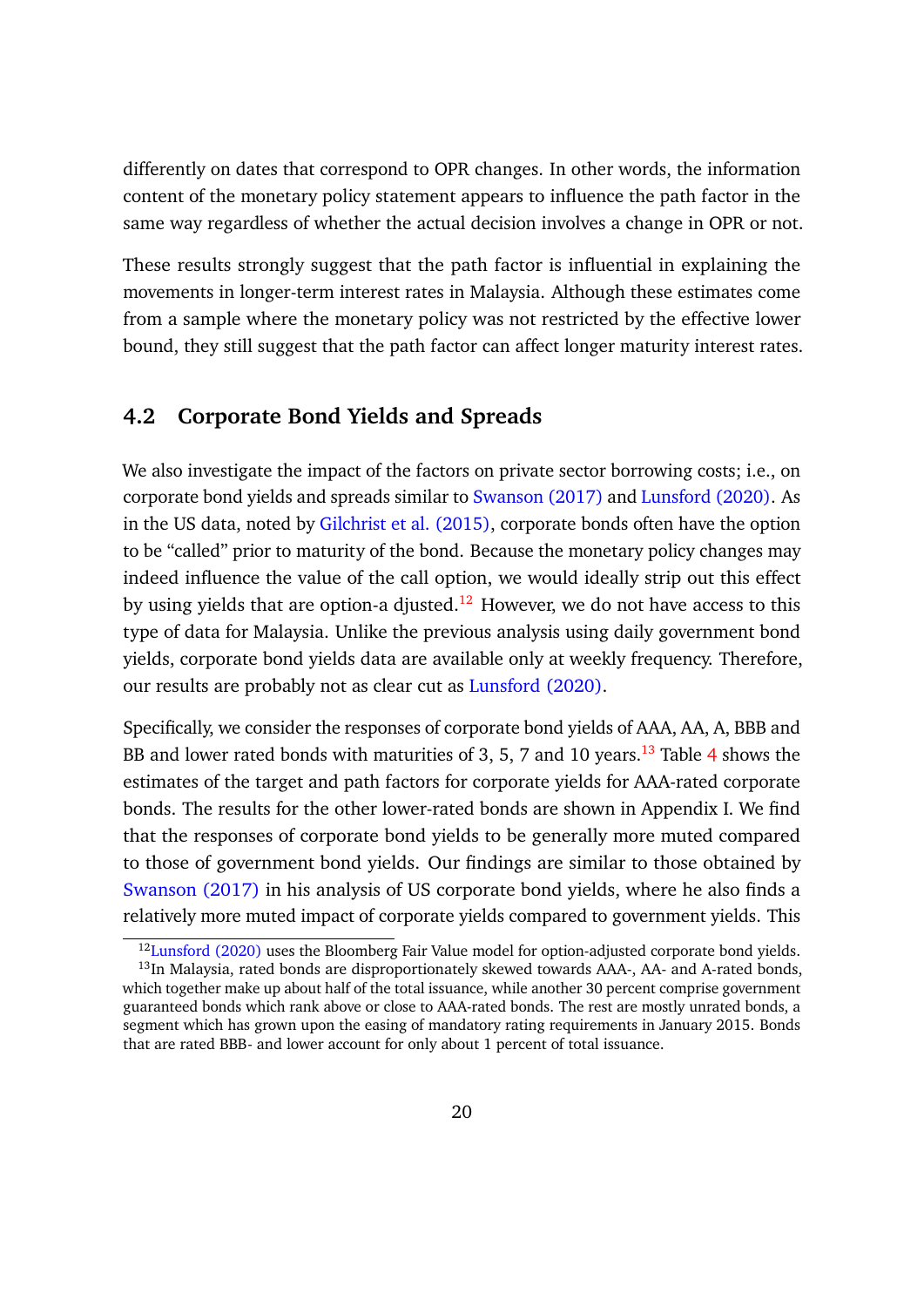differently on dates that correspond to OPR changes. In other words, the information content of the monetary policy statement appears to influence the path factor in the same way regardless of whether the actual decision involves a change in OPR or not.

These results strongly suggest that the path factor is influential in explaining the movements in longer-term interest rates in Malaysia. Although these estimates come from a sample where the monetary policy was not restricted by the effective lower bound, they still suggest that the path factor can affect longer maturity interest rates.

## 4.2 Corporate Bond Yields and Spreads

We also investigate the impact of the factors on private sector borrowing costs; i.e., on corporate bond yields and spreads similar to Swanson (2017) and Lunsford (2020). As in the US data, noted by Gilchrist et al. (2015), corporate bonds often have the option to be "called" prior to maturity of the bond. Because the monetary policy changes may indeed influence the value of the call option, we would ideally strip out this effect by using yields that are option-a djusted.[12] However, we do not have access to this type of data for Malaysia. Unlike the previous analysis using daily government bond yields, corporate bond yields data are available only at weekly frequency. Therefore, our results are probably not as clear cut as Lunsford (2020).

Specifically, we consider the responses of corporate bond yields of AAA, AA, A, BBB and BB and lower rated bonds with maturities of 3, 5, 7 and 10 years.[13] Table 4 shows the estimates of the target and path factors for corporate yields for AAA-rated corporate bonds. The results for the other lower-rated bonds are shown in Appendix I. We find that the responses of corporate bond yields to be generally more muted compared to those of government bond yields. Our findings are similar to those obtained by Swanson (2017) in his analysis of US corporate bond yields, where he also finds a relatively more muted impact of corporate yields compared to government yields. This

[12] Lunsford (2020) uses the Bloomberg Fair Value model for option-adjusted corporate bond yields.

[13] In Malaysia, rated bonds are disproportionately skewed towards AAA-, AA- and A-rated bonds, which together make up about half of the total issuance, while another 30 percent comprise government guaranteed bonds which rank above or close to AAA-rated bonds. The rest are mostly unrated bonds, a segment which has grown upon the easing of mandatory rating requirements in January 2015. Bonds that are rated BBB- and lower account for only about 1 percent of total issuance.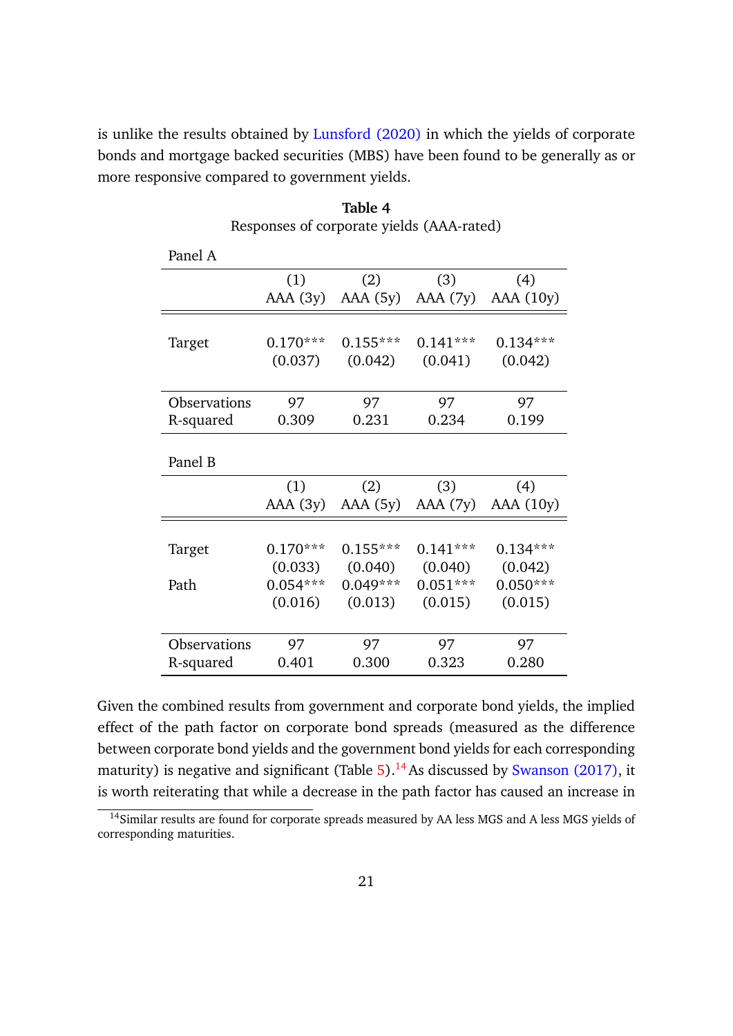is unlike the results obtained by Lunsford (2020) in which the yields of corporate bonds and mortgage backed securities (MBS) have been found to be generally as or more responsive compared to government yields.

**Table 4**

Responses of corporate yields (AAA-rated)

Panel A

| | (1) AAA (3y) | (2) AAA (5y) | (3) AAA (7y) | (4) AAA (10y) |
|---|---|---|---|---|
| Target | 0.170*** | 0.155*** | 0.141*** | 0.134*** |
| | (0.037) | (0.042) | (0.041) | (0.042) |
| Observations | 97 | 97 | 97 | 97 |
| R-squared | 0.309 | 0.231 | 0.234 | 0.199 |

Panel B

| | (1) AAA (3y) | (2) AAA (5y) | (3) AAA (7y) | (4) AAA (10y) |
|---|---|---|---|---|
| Target | 0.170*** | 0.155*** | 0.141*** | 0.134*** |
| | (0.033) | (0.040) | (0.040) | (0.042) |
| Path | 0.054*** | 0.049*** | 0.051*** | 0.050*** |
| | (0.016) | (0.013) | (0.015) | (0.015) |
| Observations | 97 | 97 | 97 | 97 |
| R-squared | 0.401 | 0.300 | 0.323 | 0.280 |

Given the combined results from government and corporate bond yields, the implied effect of the path factor on corporate bond spreads (measured as the difference between corporate bond yields and the government bond yields for each corresponding maturity) is negative and significant (Table 5).[14] As discussed by Swanson (2017), it is worth reiterating that while a decrease in the path factor has caused an increase in

[14] Similar results are found for corporate spreads measured by AA less MGS and A less MGS yields of corresponding maturities.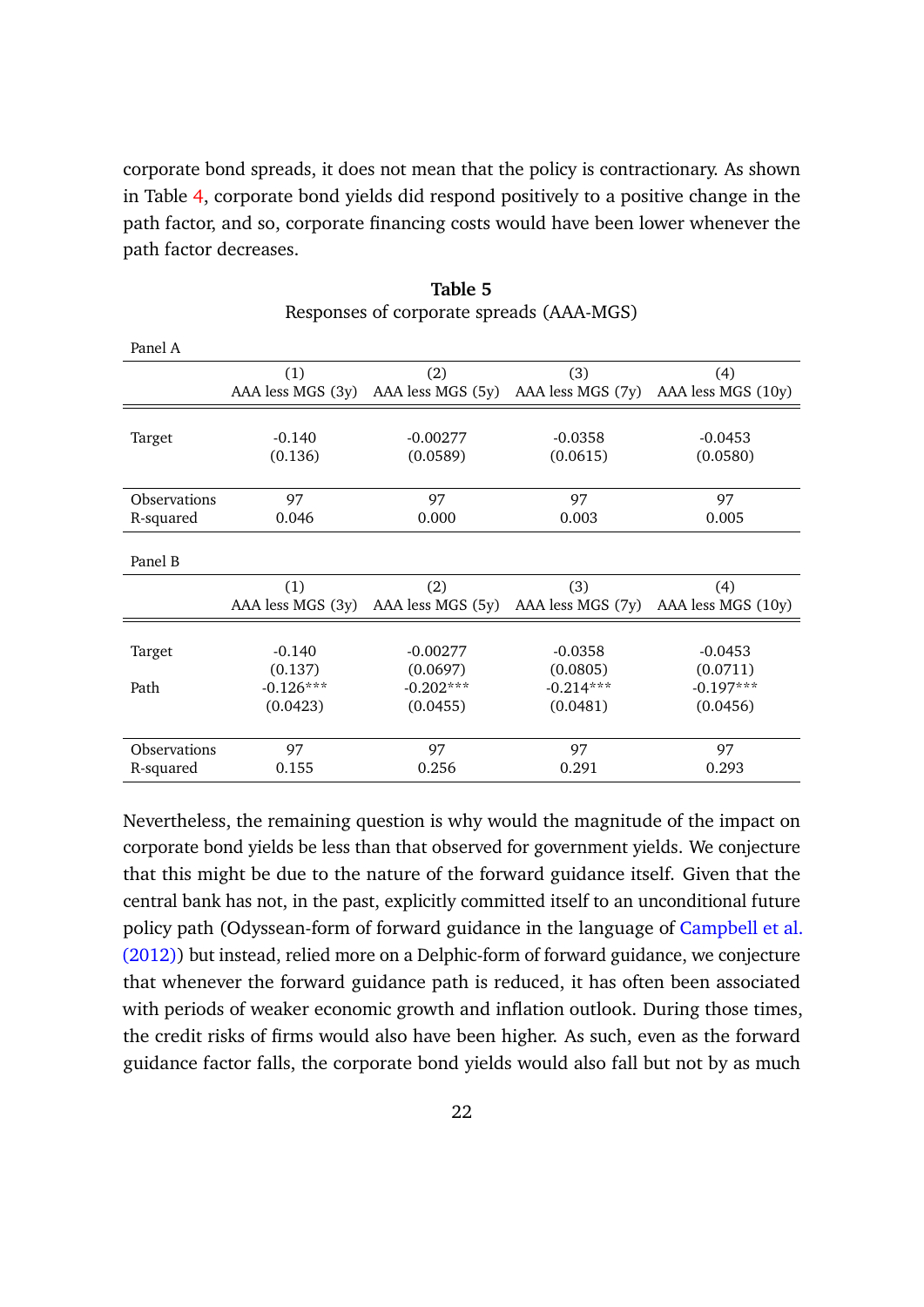corporate bond spreads, it does not mean that the policy is contractionary. As shown in Table 4, corporate bond yields did respond positively to a positive change in the path factor, and so, corporate financing costs would have been lower whenever the path factor decreases.

**Table 5**

Responses of corporate spreads (AAA-MGS)

Panel A

| | (1) AAA less MGS (3y) | (2) AAA less MGS (5y) | (3) AAA less MGS (7y) | (4) AAA less MGS (10y) |
|---|---|---|---|---|
| Target | -0.140 | -0.00277 | -0.0358 | -0.0453 |
| | (0.136) | (0.0589) | (0.0615) | (0.0580) |
| Observations | 97 | 97 | 97 | 97 |
| R-squared | 0.046 | 0.000 | 0.003 | 0.005 |

Panel B

| | (1) AAA less MGS (3y) | (2) AAA less MGS (5y) | (3) AAA less MGS (7y) | (4) AAA less MGS (10y) |
|---|---|---|---|---|
| Target | -0.140 | -0.00277 | -0.0358 | -0.0453 |
| | (0.137) | (0.0697) | (0.0805) | (0.0711) |
| Path | -0.126*** | -0.202*** | -0.214*** | -0.197*** |
| | (0.0423) | (0.0455) | (0.0481) | (0.0456) |
| Observations | 97 | 97 | 97 | 97 |
| R-squared | 0.155 | 0.256 | 0.291 | 0.293 |

Nevertheless, the remaining question is why would the magnitude of the impact on corporate bond yields be less than that observed for government yields. We conjecture that this might be due to the nature of the forward guidance itself. Given that the central bank has not, in the past, explicitly committed itself to an unconditional future policy path (Odyssean-form of forward guidance in the language of Campbell et al. (2012)) but instead, relied more on a Delphic-form of forward guidance, we conjecture that whenever the forward guidance path is reduced, it has often been associated with periods of weaker economic growth and inflation outlook. During those times, the credit risks of firms would also have been higher. As such, even as the forward guidance factor falls, the corporate bond yields would also fall but not by as much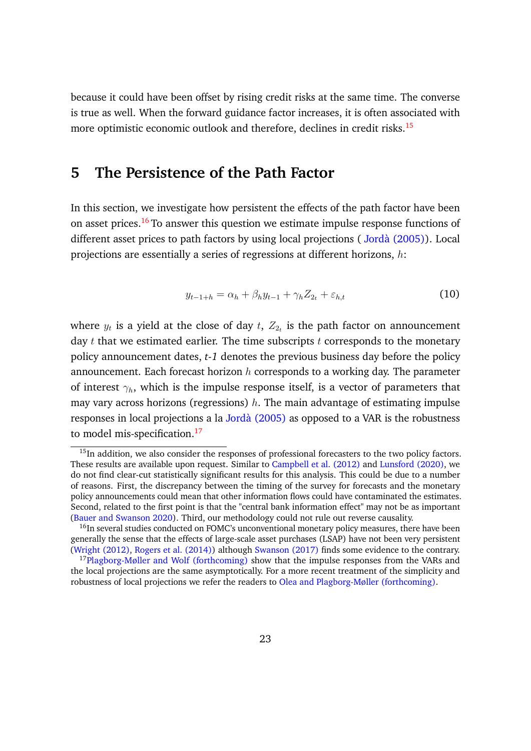because it could have been offset by rising credit risks at the same time. The converse is true as well. When the forward guidance factor increases, it is often associated with more optimistic economic outlook and therefore, declines in credit risks.[15]

# 5 The Persistence of the Path Factor

In this section, we investigate how persistent the effects of the path factor have been on asset prices.[16] To answer this question we estimate impulse response functions of different asset prices to path factors by using local projections ( Jordà (2005)). Local projections are essentially a series of regressions at different horizons, $h$:

$$y_{t-1+h} = \alpha_h + \beta_h y_{t-1} + \gamma_h Z_{2_t} + \varepsilon_{h,t} \tag{10}$$

where $y_t$ is a yield at the close of day $t$, $Z_{2_t}$ is the path factor on announcement day $t$ that we estimated earlier. The time subscripts $t$ corresponds to the monetary policy announcement dates, *t-1* denotes the previous business day before the policy announcement. Each forecast horizon $h$ corresponds to a working day. The parameter of interest $\gamma_h$, which is the impulse response itself, is a vector of parameters that may vary across horizons (regressions) $h$. The main advantage of estimating impulse responses in local projections a la Jordà (2005) as opposed to a VAR is the robustness to model mis-specification.[17]

[15] In addition, we also consider the responses of professional forecasters to the two policy factors. These results are available upon request. Similar to Campbell et al. (2012) and Lunsford (2020), we do not find clear-cut statistically significant results for this analysis. This could be due to a number of reasons. First, the discrepancy between the timing of the survey for forecasts and the monetary policy announcements could mean that other information flows could have contaminated the estimates. Second, related to the first point is that the "central bank information effect" may not be as important (Bauer and Swanson 2020). Third, our methodology could not rule out reverse causality.

[16] In several studies conducted on FOMC's unconventional monetary policy measures, there have been generally the sense that the effects of large-scale asset purchases (LSAP) have not been very persistent (Wright (2012), Rogers et al. (2014)) although Swanson (2017) finds some evidence to the contrary.

[17] Plagborg-Møller and Wolf (forthcoming) show that the impulse responses from the VARs and the local projections are the same asymptotically. For a more recent treatment of the simplicity and robustness of local projections we refer the readers to Olea and Plagborg-Møller (forthcoming).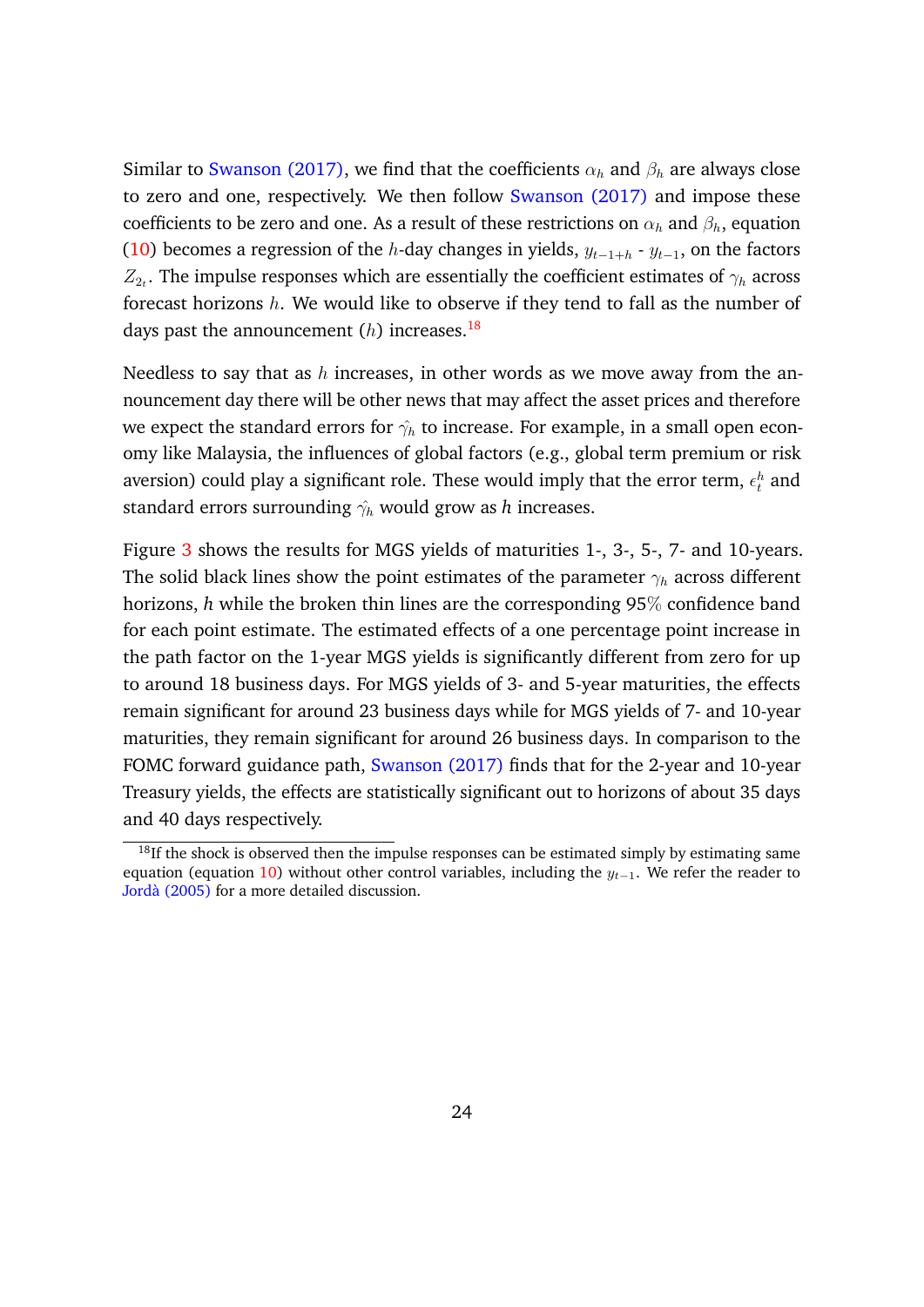Similar to Swanson (2017), we find that the coefficients $\alpha_h$ and $\beta_h$ are always close to zero and one, respectively. We then follow Swanson (2017) and impose these coefficients to be zero and one. As a result of these restrictions on $\alpha_h$ and $\beta_h$, equation (10) becomes a regression of the $h$-day changes in yields, $y_{t-1+h}$ - $y_{t-1}$, on the factors $Z_{2_t}$. The impulse responses which are essentially the coefficient estimates of $\gamma_h$ across forecast horizons $h$. We would like to observe if they tend to fall as the number of days past the announcement ($h$) increases.[18]

Needless to say that as $h$ increases, in other words as we move away from the announcement day there will be other news that may affect the asset prices and therefore we expect the standard errors for $\hat{\gamma_h}$ to increase. For example, in a small open economy like Malaysia, the influences of global factors (e.g., global term premium or risk aversion) could play a significant role. These would imply that the error term, $\epsilon_t^h$ and standard errors surrounding $\hat{\gamma_h}$ would grow as *h* increases.

Figure 3 shows the results for MGS yields of maturities 1-, 3-, 5-, 7- and 10-years. The solid black lines show the point estimates of the parameter $\gamma_h$ across different horizons, *h* while the broken thin lines are the corresponding 95% confidence band for each point estimate. The estimated effects of a one percentage point increase in the path factor on the 1-year MGS yields is significantly different from zero for up to around 18 business days. For MGS yields of 3- and 5-year maturities, the effects remain significant for around 23 business days while for MGS yields of 7- and 10-year maturities, they remain significant for around 26 business days. In comparison to the FOMC forward guidance path, Swanson (2017) finds that for the 2-year and 10-year Treasury yields, the effects are statistically significant out to horizons of about 35 days and 40 days respectively.

[18] If the shock is observed then the impulse responses can be estimated simply by estimating same equation (equation 10) without other control variables, including the $y_{t-1}$. We refer the reader to Jordà (2005) for a more detailed discussion.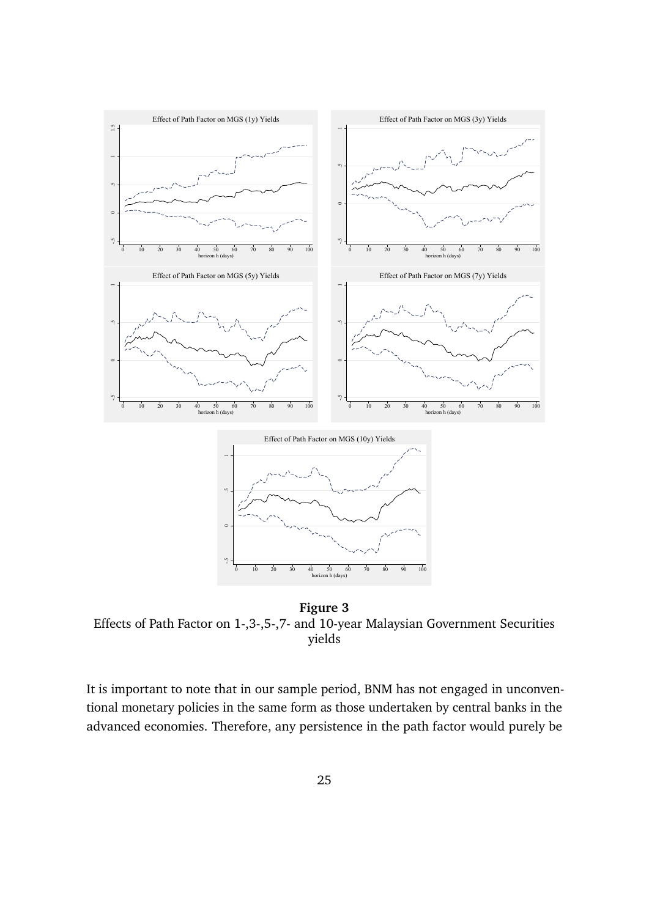**Figure 3**
Effects of Path Factor on 1-,3-,5-,7- and 10-year Malaysian Government Securities yields

It is important to note that in our sample period, BNM has not engaged in unconventional monetary policies in the same form as those undertaken by central banks in the advanced economies. Therefore, any persistence in the path factor would purely be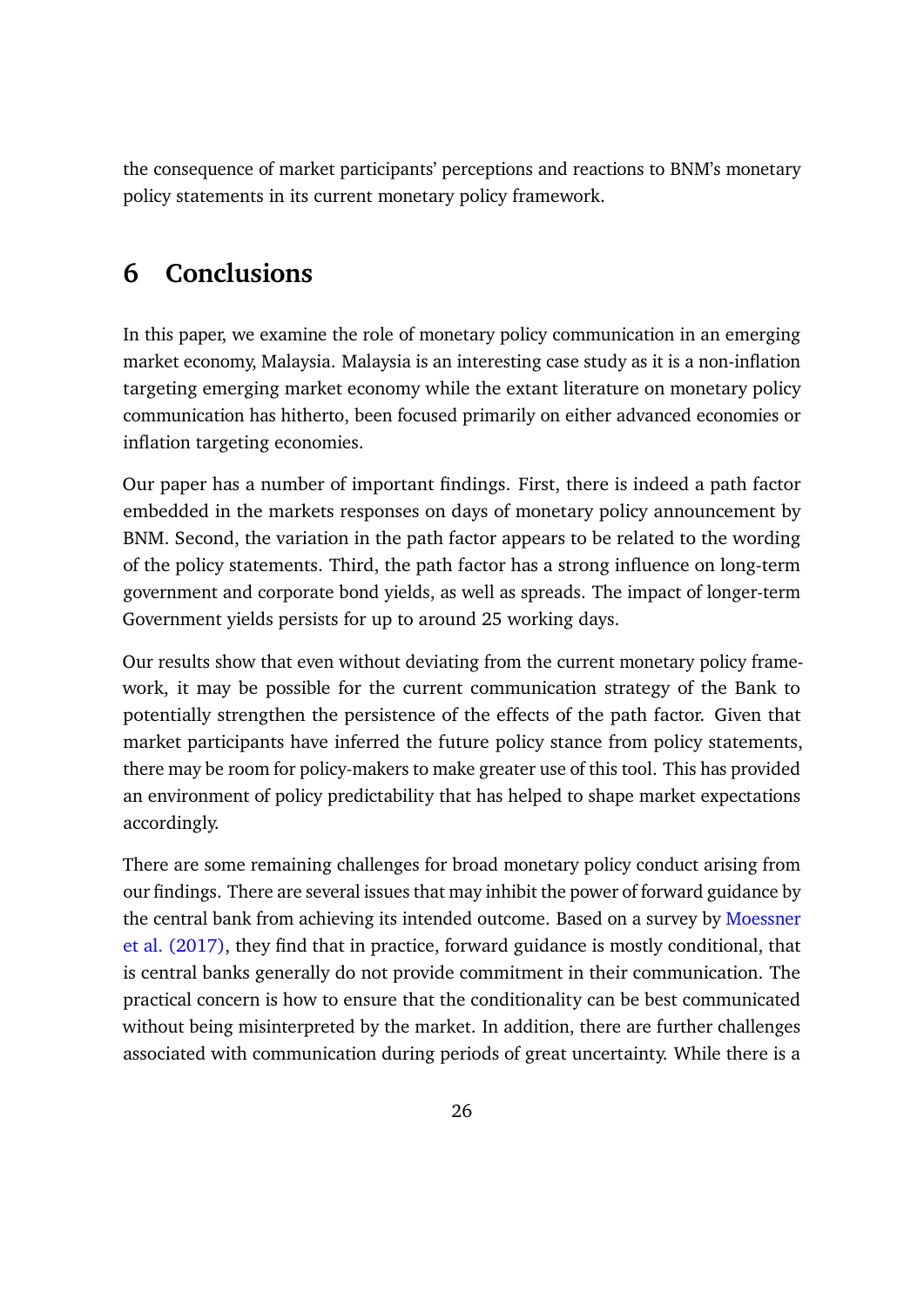the consequence of market participants' perceptions and reactions to BNM's monetary policy statements in its current monetary policy framework.

# 6 Conclusions

In this paper, we examine the role of monetary policy communication in an emerging market economy, Malaysia. Malaysia is an interesting case study as it is a non-inflation targeting emerging market economy while the extant literature on monetary policy communication has hitherto, been focused primarily on either advanced economies or inflation targeting economies.

Our paper has a number of important findings. First, there is indeed a path factor embedded in the markets responses on days of monetary policy announcement by BNM. Second, the variation in the path factor appears to be related to the wording of the policy statements. Third, the path factor has a strong influence on long-term government and corporate bond yields, as well as spreads. The impact of longer-term Government yields persists for up to around 25 working days.

Our results show that even without deviating from the current monetary policy framework, it may be possible for the current communication strategy of the Bank to potentially strengthen the persistence of the effects of the path factor. Given that market participants have inferred the future policy stance from policy statements, there may be room for policy-makers to make greater use of this tool. This has provided an environment of policy predictability that has helped to shape market expectations accordingly.

There are some remaining challenges for broad monetary policy conduct arising from our findings. There are several issues that may inhibit the power of forward guidance by the central bank from achieving its intended outcome. Based on a survey by Moessner et al. (2017), they find that in practice, forward guidance is mostly conditional, that is central banks generally do not provide commitment in their communication. The practical concern is how to ensure that the conditionality can be best communicated without being misinterpreted by the market. In addition, there are further challenges associated with communication during periods of great uncertainty. While there is a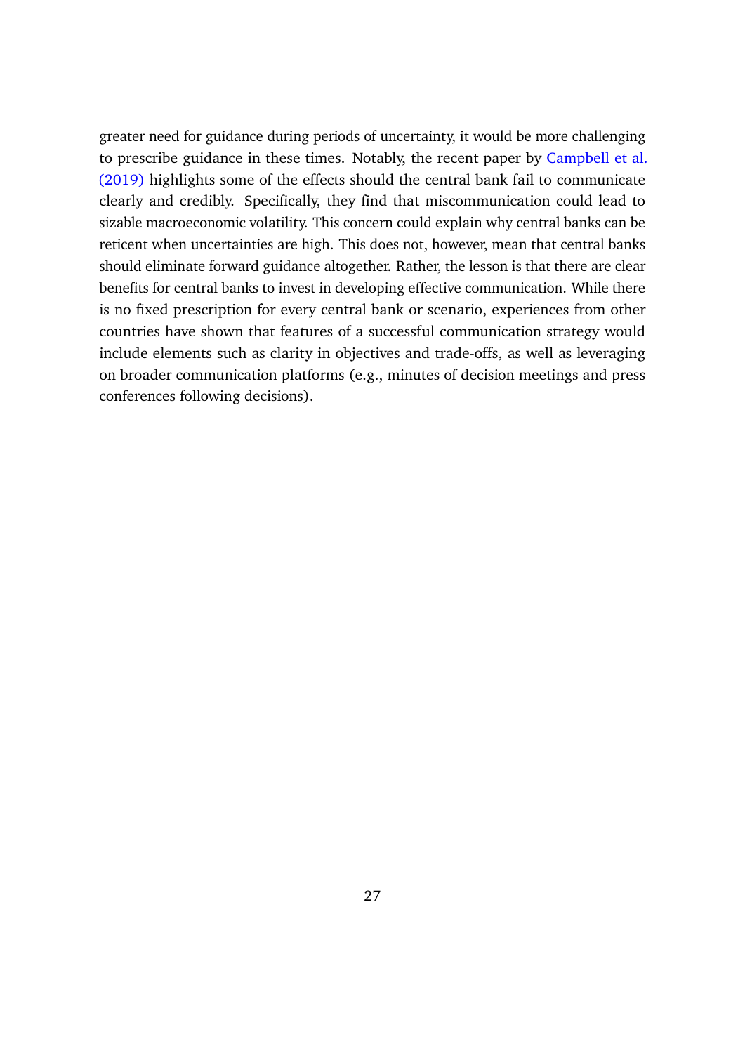greater need for guidance during periods of uncertainty, it would be more challenging to prescribe guidance in these times. Notably, the recent paper by Campbell et al. (2019) highlights some of the effects should the central bank fail to communicate clearly and credibly. Specifically, they find that miscommunication could lead to sizable macroeconomic volatility. This concern could explain why central banks can be reticent when uncertainties are high. This does not, however, mean that central banks should eliminate forward guidance altogether. Rather, the lesson is that there are clear benefits for central banks to invest in developing effective communication. While there is no fixed prescription for every central bank or scenario, experiences from other countries have shown that features of a successful communication strategy would include elements such as clarity in objectives and trade-offs, as well as leveraging on broader communication platforms (e.g., minutes of decision meetings and press conferences following decisions).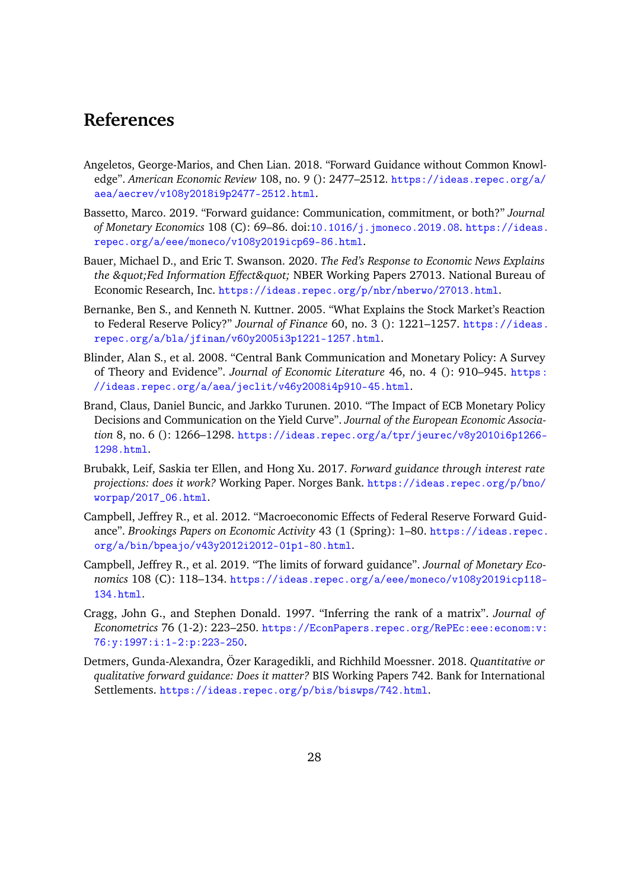# References

Angeletos, George-Marios, and Chen Lian. 2018. "Forward Guidance without Common Knowledge". *American Economic Review* 108, no. 9 (): 2477–2512. https://ideas.repec.org/a/aea/aecrev/v108y2018i9p2477-2512.html.

Bassetto, Marco. 2019. "Forward guidance: Communication, commitment, or both?" *Journal of Monetary Economics* 108 (C): 69–86. doi:10.1016/j.jmoneco.2019.08. https://ideas.repec.org/a/eee/moneco/v108y2019icp69-86.html.

Bauer, Michael D., and Eric T. Swanson. 2020. *The Fed's Response to Economic News Explains the &quot;Fed Information Effect&quot;* NBER Working Papers 27013. National Bureau of Economic Research, Inc. https://ideas.repec.org/p/nbr/nberwo/27013.html.

Bernanke, Ben S., and Kenneth N. Kuttner. 2005. "What Explains the Stock Market's Reaction to Federal Reserve Policy?" *Journal of Finance* 60, no. 3 (): 1221–1257. https://ideas.repec.org/a/bla/jfinan/v60y2005i3p1221-1257.html.

Blinder, Alan S., et al. 2008. "Central Bank Communication and Monetary Policy: A Survey of Theory and Evidence". *Journal of Economic Literature* 46, no. 4 (): 910–945. https://ideas.repec.org/a/aea/jeclit/v46y2008i4p910-45.html.

Brand, Claus, Daniel Buncic, and Jarkko Turunen. 2010. "The Impact of ECB Monetary Policy Decisions and Communication on the Yield Curve". *Journal of the European Economic Association* 8, no. 6 (): 1266–1298. https://ideas.repec.org/a/tpr/jeurec/v8y2010i6p1266-1298.html.

Brubakk, Leif, Saskia ter Ellen, and Hong Xu. 2017. *Forward guidance through interest rate projections: does it work?* Working Paper. Norges Bank. https://ideas.repec.org/p/bno/worpap/2017_06.html.

Campbell, Jeffrey R., et al. 2012. "Macroeconomic Effects of Federal Reserve Forward Guidance". *Brookings Papers on Economic Activity* 43 (1 (Spring): 1–80. https://ideas.repec.org/a/bin/bpeajo/v43y2012i2012-01p1-80.html.

Campbell, Jeffrey R., et al. 2019. "The limits of forward guidance". *Journal of Monetary Economics* 108 (C): 118–134. https://ideas.repec.org/a/eee/moneco/v108y2019icp118-134.html.

Cragg, John G., and Stephen Donald. 1997. "Inferring the rank of a matrix". *Journal of Econometrics* 76 (1-2): 223–250. https://EconPapers.repec.org/RePEc:eee:econom:v:76:y:1997:i:1-2:p:223-250.

Detmers, Gunda-Alexandra, Özer Karagedikli, and Richhild Moessner. 2018. *Quantitative or qualitative forward guidance: Does it matter?* BIS Working Papers 742. Bank for International Settlements. https://ideas.repec.org/p/bis/biswps/742.html.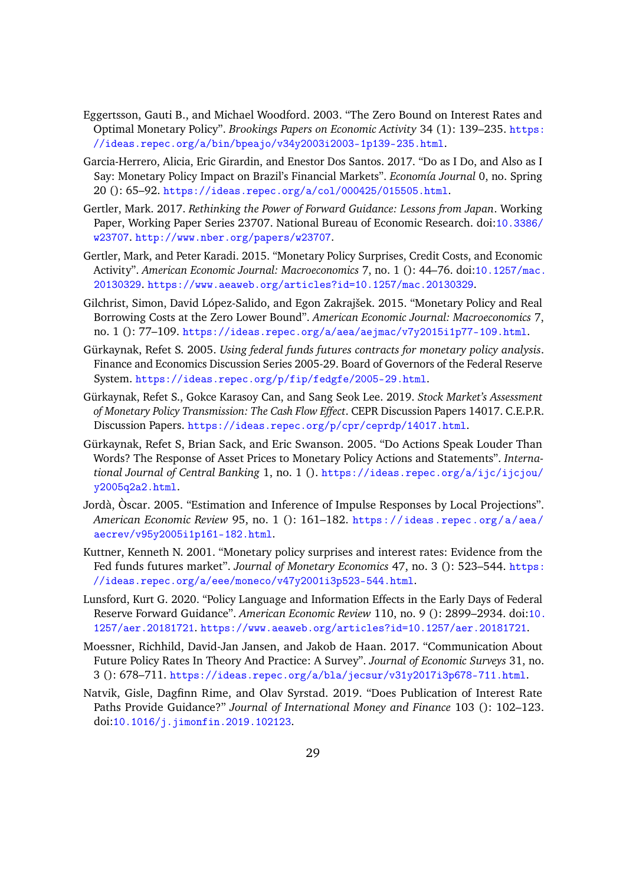Eggertsson, Gauti B., and Michael Woodford. 2003. "The Zero Bound on Interest Rates and Optimal Monetary Policy". *Brookings Papers on Economic Activity* 34 (1): 139–235. https://ideas.repec.org/a/bin/bpeajo/v34y2003i2003-1p139-235.html.

Garcia-Herrero, Alicia, Eric Girardin, and Enestor Dos Santos. 2017. "Do as I Do, and Also as I Say: Monetary Policy Impact on Brazil's Financial Markets". *Economía Journal* 0, no. Spring 20 (): 65–92. https://ideas.repec.org/a/col/000425/015505.html.

Gertler, Mark. 2017. *Rethinking the Power of Forward Guidance: Lessons from Japan*. Working Paper, Working Paper Series 23707. National Bureau of Economic Research. doi:10.3386/w23707. http://www.nber.org/papers/w23707.

Gertler, Mark, and Peter Karadi. 2015. "Monetary Policy Surprises, Credit Costs, and Economic Activity". *American Economic Journal: Macroeconomics* 7, no. 1 (): 44–76. doi:10.1257/mac.20130329. https://www.aeaweb.org/articles?id=10.1257/mac.20130329.

Gilchrist, Simon, David López-Salido, and Egon Zakrajšek. 2015. "Monetary Policy and Real Borrowing Costs at the Zero Lower Bound". *American Economic Journal: Macroeconomics* 7, no. 1 (): 77–109. https://ideas.repec.org/a/aea/aejmac/v7y2015i1p77-109.html.

Gürkaynak, Refet S. 2005. *Using federal funds futures contracts for monetary policy analysis*. Finance and Economics Discussion Series 2005-29. Board of Governors of the Federal Reserve System. https://ideas.repec.org/p/fip/fedgfe/2005-29.html.

Gürkaynak, Refet S., Gokce Karasoy Can, and Sang Seok Lee. 2019. *Stock Market's Assessment of Monetary Policy Transmission: The Cash Flow Effect*. CEPR Discussion Papers 14017. C.E.P.R. Discussion Papers. https://ideas.repec.org/p/cpr/ceprdp/14017.html.

Gürkaynak, Refet S, Brian Sack, and Eric Swanson. 2005. "Do Actions Speak Louder Than Words? The Response of Asset Prices to Monetary Policy Actions and Statements". *International Journal of Central Banking* 1, no. 1 (). https://ideas.repec.org/a/ijc/ijcjou/y2005q2a2.html.

Jordà, Òscar. 2005. "Estimation and Inference of Impulse Responses by Local Projections". *American Economic Review* 95, no. 1 (): 161–182. https://ideas.repec.org/a/aea/aecrev/v95y2005i1p161-182.html.

Kuttner, Kenneth N. 2001. "Monetary policy surprises and interest rates: Evidence from the Fed funds futures market". *Journal of Monetary Economics* 47, no. 3 (): 523–544. https://ideas.repec.org/a/eee/moneco/v47y2001i3p523-544.html.

Lunsford, Kurt G. 2020. "Policy Language and Information Effects in the Early Days of Federal Reserve Forward Guidance". *American Economic Review* 110, no. 9 (): 2899–2934. doi:10.1257/aer.20181721. https://www.aeaweb.org/articles?id=10.1257/aer.20181721.

Moessner, Richhild, David-Jan Jansen, and Jakob de Haan. 2017. "Communication About Future Policy Rates In Theory And Practice: A Survey". *Journal of Economic Surveys* 31, no. 3 (): 678–711. https://ideas.repec.org/a/bla/jecsur/v31y2017i3p678-711.html.

Natvik, Gisle, Dagfinn Rime, and Olav Syrstad. 2019. "Does Publication of Interest Rate Paths Provide Guidance?" *Journal of International Money and Finance* 103 (): 102–123. doi:10.1016/j.jimonfin.2019.102123.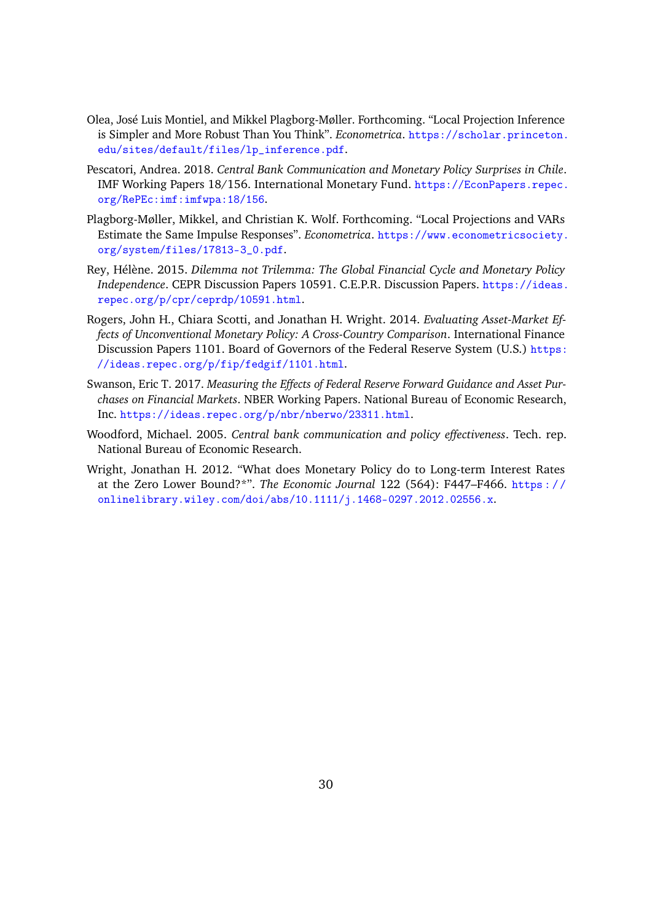Olea, José Luis Montiel, and Mikkel Plagborg-Møller. Forthcoming. "Local Projection Inference is Simpler and More Robust Than You Think". *Econometrica*. https://scholar.princeton.edu/sites/default/files/lp_inference.pdf.

Pescatori, Andrea. 2018. *Central Bank Communication and Monetary Policy Surprises in Chile*. IMF Working Papers 18/156. International Monetary Fund. https://EconPapers.repec.org/RePEc:imf:imfwpa:18/156.

Plagborg-Møller, Mikkel, and Christian K. Wolf. Forthcoming. "Local Projections and VARs Estimate the Same Impulse Responses". *Econometrica*. https://www.econometricsociety.org/system/files/17813-3_0.pdf.

Rey, Hélène. 2015. *Dilemma not Trilemma: The Global Financial Cycle and Monetary Policy Independence*. CEPR Discussion Papers 10591. C.E.P.R. Discussion Papers. https://ideas.repec.org/p/cpr/ceprdp/10591.html.

Rogers, John H., Chiara Scotti, and Jonathan H. Wright. 2014. *Evaluating Asset-Market Effects of Unconventional Monetary Policy: A Cross-Country Comparison*. International Finance Discussion Papers 1101. Board of Governors of the Federal Reserve System (U.S.) https://ideas.repec.org/p/fip/fedgif/1101.html.

Swanson, Eric T. 2017. *Measuring the Effects of Federal Reserve Forward Guidance and Asset Purchases on Financial Markets*. NBER Working Papers. National Bureau of Economic Research, Inc. https://ideas.repec.org/p/nbr/nberwo/23311.html.

Woodford, Michael. 2005. *Central bank communication and policy effectiveness*. Tech. rep. National Bureau of Economic Research.

Wright, Jonathan H. 2012. "What does Monetary Policy do to Long-term Interest Rates at the Zero Lower Bound?*". *The Economic Journal* 122 (564): F447–F466. https://onlinelibrary.wiley.com/doi/abs/10.1111/j.1468-0297.2012.02556.x.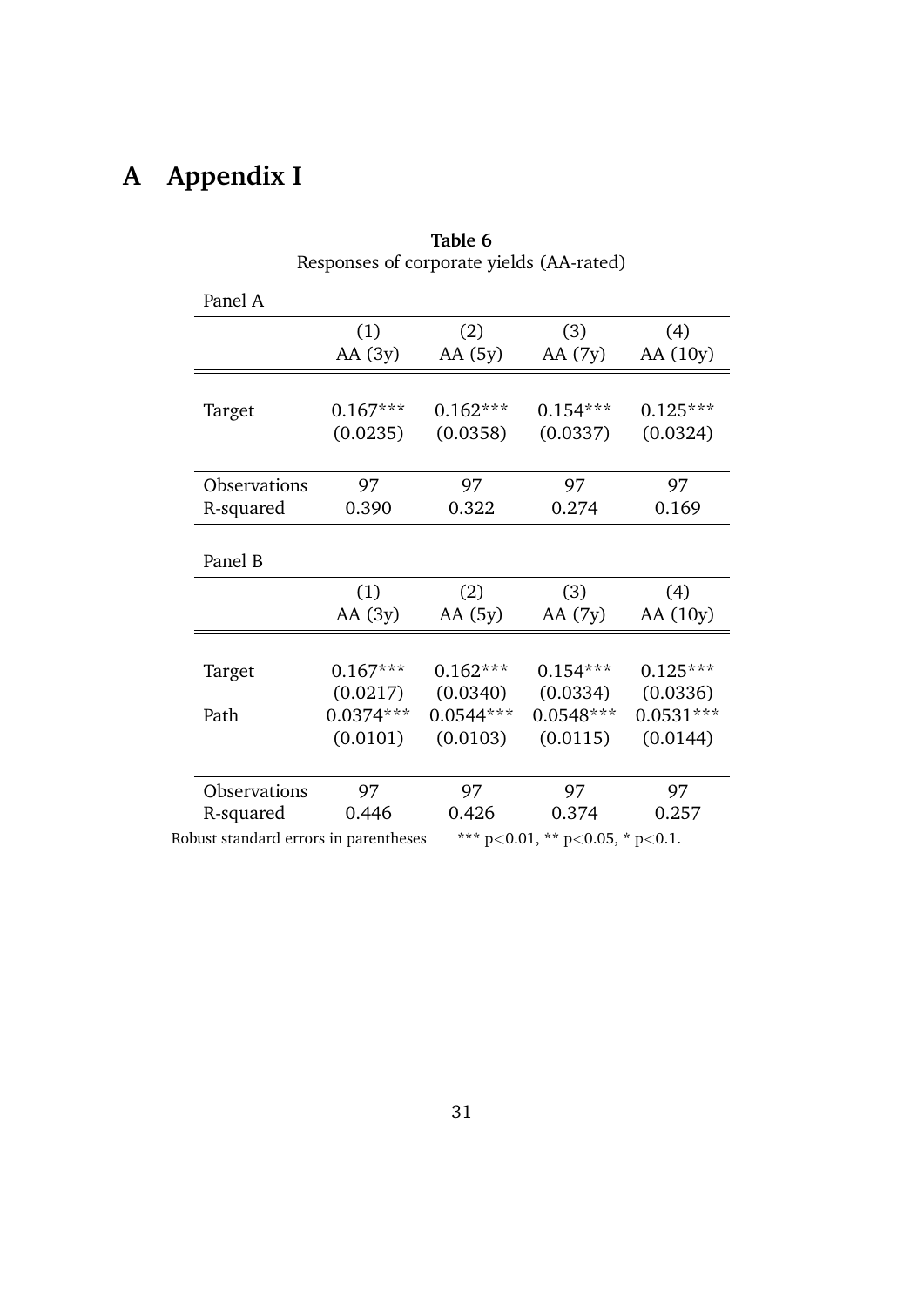# A Appendix I

**Table 6**
Responses of corporate yields (AA-rated)

Panel A

| | (1) AA (3y) | (2) AA (5y) | (3) AA (7y) | (4) AA (10y) |
|---|---|---|---|---|
| Target | 0.167*** | 0.162*** | 0.154*** | 0.125*** |
| | (0.0235) | (0.0358) | (0.0337) | (0.0324) |
| Observations | 97 | 97 | 97 | 97 |
| R-squared | 0.390 | 0.322 | 0.274 | 0.169 |

Panel B

| | (1) AA (3y) | (2) AA (5y) | (3) AA (7y) | (4) AA (10y) |
|---|---|---|---|---|
| Target | 0.167*** | 0.162*** | 0.154*** | 0.125*** |
| | (0.0217) | (0.0340) | (0.0334) | (0.0336) |
| Path | 0.0374*** | 0.0544*** | 0.0548*** | 0.0531*** |
| | (0.0101) | (0.0103) | (0.0115) | (0.0144) |
| Observations | 97 | 97 | 97 | 97 |
| R-squared | 0.446 | 0.426 | 0.374 | 0.257 |

Robust standard errors in parentheses *** $p<0.01$, ** $p<0.05$, * $p<0.1$.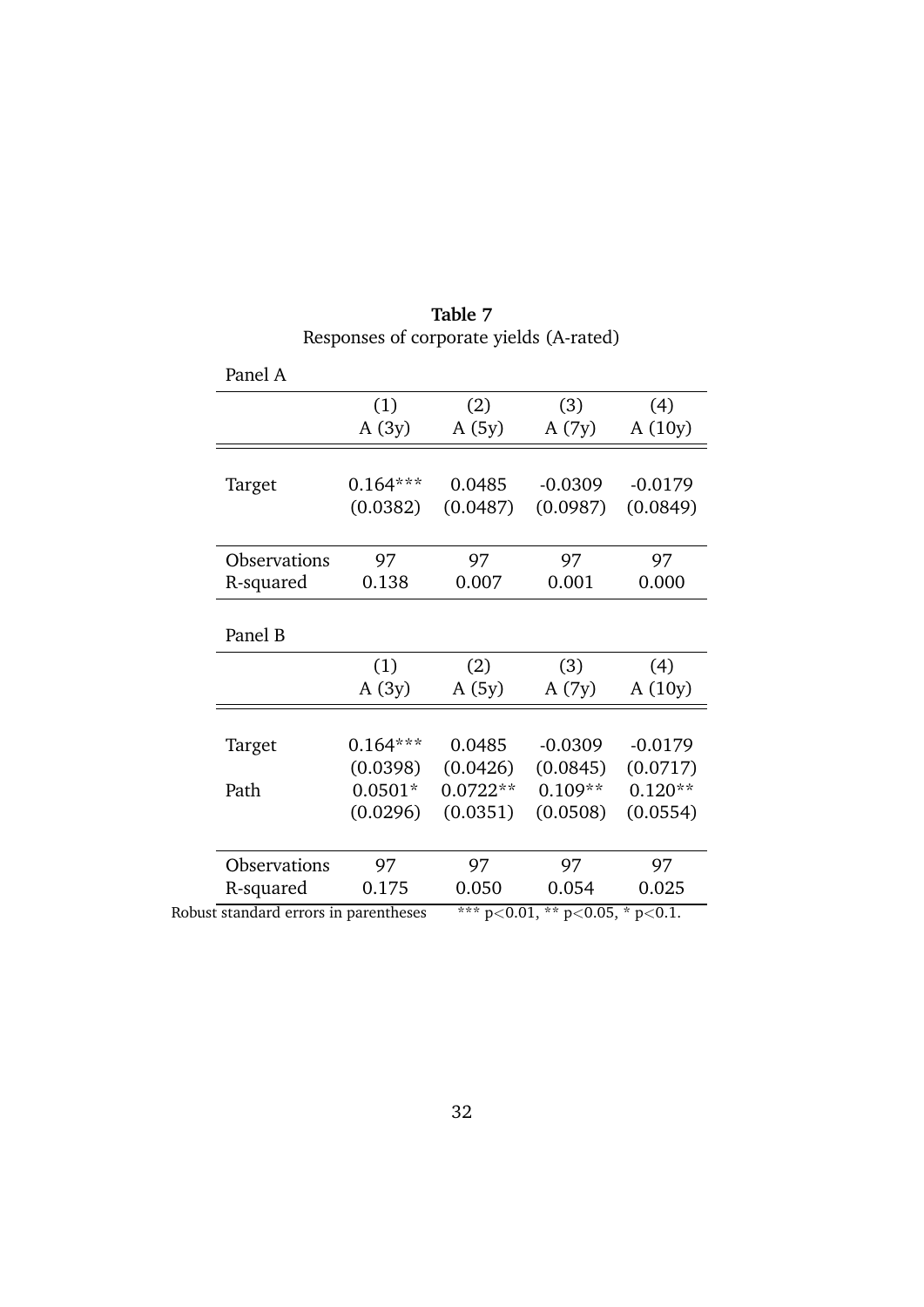**Table 7**

Responses of corporate yields (A-rated)

Panel A

| | (1) | (2) | (3) | (4) |
|---|---|---|---|---|
| | A (3y) | A (5y) | A (7y) | A (10y) |
| Target | 0.164*** | 0.0485 | -0.0309 | -0.0179 |
| | (0.0382) | (0.0487) | (0.0987) | (0.0849) |
| Observations | 97 | 97 | 97 | 97 |
| R-squared | 0.138 | 0.007 | 0.001 | 0.000 |

Panel B

| | (1) | (2) | (3) | (4) |
|---|---|---|---|---|
| | A (3y) | A (5y) | A (7y) | A (10y) |
| Target | 0.164*** | 0.0485 | -0.0309 | -0.0179 |
| | (0.0398) | (0.0426) | (0.0845) | (0.0717) |
| Path | 0.0501* | 0.0722** | 0.109** | 0.120** |
| | (0.0296) | (0.0351) | (0.0508) | (0.0554) |
| Observations | 97 | 97 | 97 | 97 |
| R-squared | 0.175 | 0.050 | 0.054 | 0.025 |

Robust standard errors in parentheses *** $p<0.01$, ** $p<0.05$, * $p<0.1$.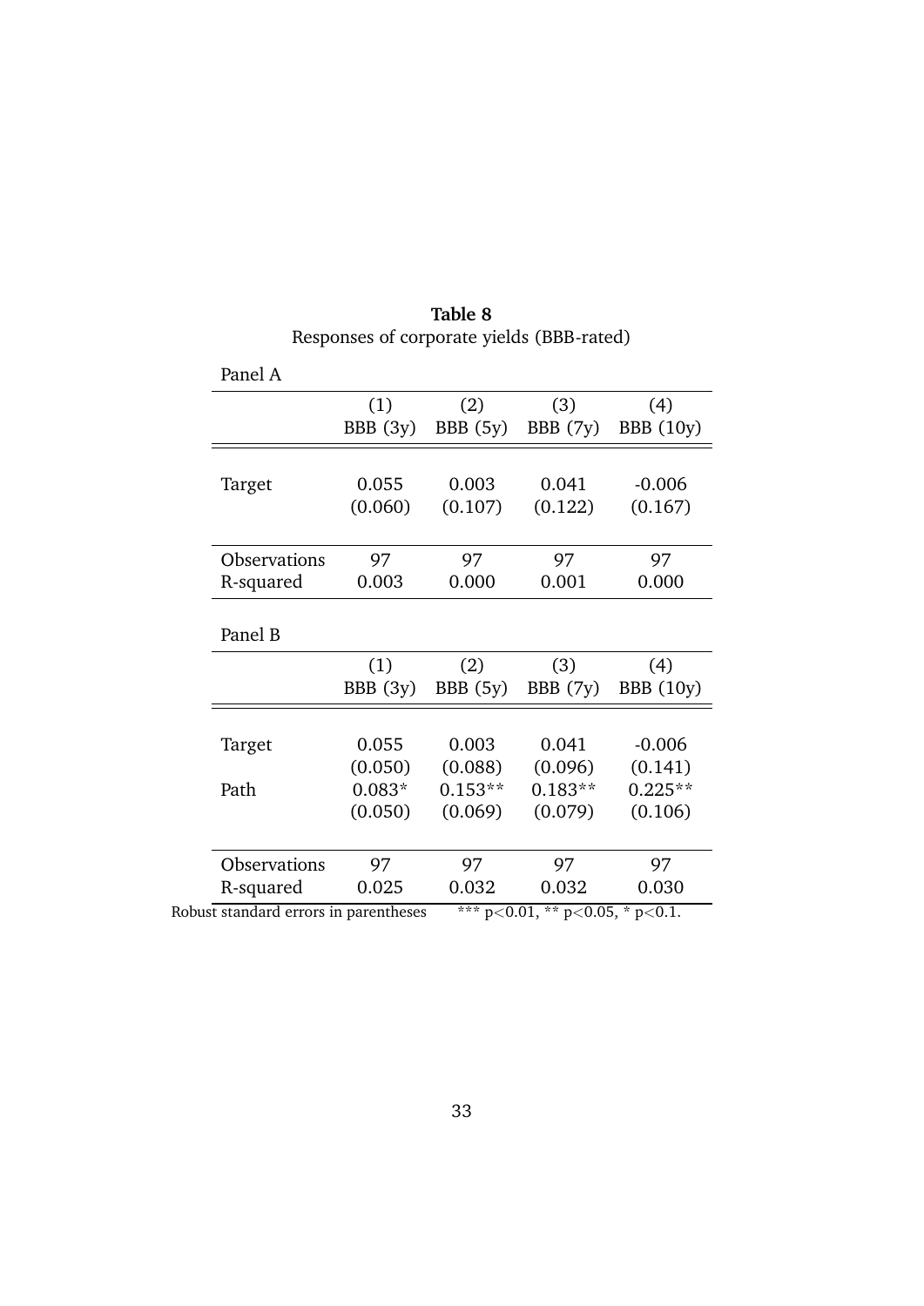**Table 8**

Responses of corporate yields (BBB-rated)

Panel A

| | (1) BBB (3y) | (2) BBB (5y) | (3) BBB (7y) | (4) BBB (10y) |
|---|---|---|---|---|
| Target | 0.055 | 0.003 | 0.041 | -0.006 |
| | (0.060) | (0.107) | (0.122) | (0.167) |
| Observations | 97 | 97 | 97 | 97 |
| R-squared | 0.003 | 0.000 | 0.001 | 0.000 |

Panel B

| | (1) BBB (3y) | (2) BBB (5y) | (3) BBB (7y) | (4) BBB (10y) |
|---|---|---|---|---|
| Target | 0.055 | 0.003 | 0.041 | -0.006 |
| | (0.050) | (0.088) | (0.096) | (0.141) |
| Path | 0.083* | 0.153** | 0.183** | 0.225** |
| | (0.050) | (0.069) | (0.079) | (0.106) |
| Observations | 97 | 97 | 97 | 97 |
| R-squared | 0.025 | 0.032 | 0.032 | 0.030 |

Robust standard errors in parentheses  *** p<0.01, ** p<0.05, * p<0.1.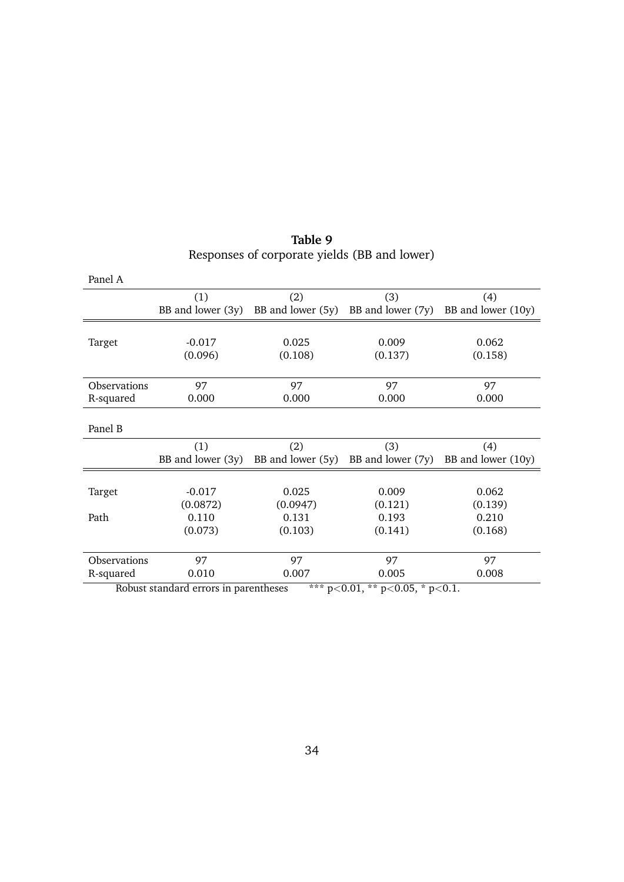**Table 9**
Responses of corporate yields (BB and lower)

Panel A

| | (1) BB and lower (3y) | (2) BB and lower (5y) | (3) BB and lower (7y) | (4) BB and lower (10y) |
|---|---|---|---|---|
| Target | -0.017 | 0.025 | 0.009 | 0.062 |
| | (0.096) | (0.108) | (0.137) | (0.158) |
| Observations | 97 | 97 | 97 | 97 |
| R-squared | 0.000 | 0.000 | 0.000 | 0.000 |

Panel B

| | (1) BB and lower (3y) | (2) BB and lower (5y) | (3) BB and lower (7y) | (4) BB and lower (10y) |
|---|---|---|---|---|
| Target | -0.017 | 0.025 | 0.009 | 0.062 |
| | (0.0872) | (0.0947) | (0.121) | (0.139) |
| Path | 0.110 | 0.131 | 0.193 | 0.210 |
| | (0.073) | (0.103) | (0.141) | (0.168) |
| Observations | 97 | 97 | 97 | 97 |
| R-squared | 0.010 | 0.007 | 0.005 | 0.008 |

Robust standard errors in parentheses *** $p<0.01$, ** $p<0.05$, * $p<0.1$.